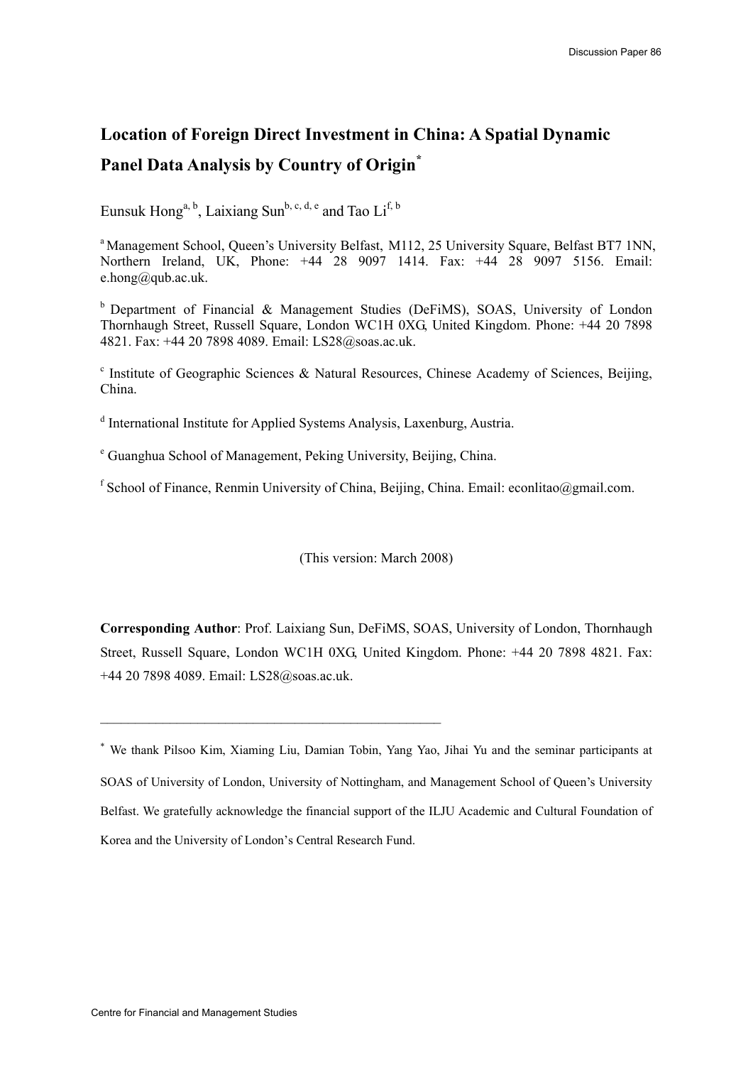# Location of Foreign Direct Investment in China: A Spatial Dynamic Panel Data Analysis by Country of Origin[*]

Eunsuk Hong[a, b], Laixiang Sun[b, c, d, e] and Tao Li[f, b]

[a] Management School, Queen's University Belfast, M112, 25 University Square, Belfast BT7 1NN, Northern Ireland, UK, Phone: +44 28 9097 1414. Fax: +44 28 9097 5156. Email: e.hong@qub.ac.uk.

[b] Department of Financial & Management Studies (DeFiMS), SOAS, University of London Thornhaugh Street, Russell Square, London WC1H 0XG, United Kingdom. Phone: +44 20 7898 4821. Fax: +44 20 7898 4089. Email: LS28@soas.ac.uk.

[c] Institute of Geographic Sciences & Natural Resources, Chinese Academy of Sciences, Beijing, China.

[d] International Institute for Applied Systems Analysis, Laxenburg, Austria.

[e] Guanghua School of Management, Peking University, Beijing, China.

[f] School of Finance, Renmin University of China, Beijing, China. Email: econlitao@gmail.com.

(This version: March 2008)

**Corresponding Author**: Prof. Laixiang Sun, DeFiMS, SOAS, University of London, Thornhaugh Street, Russell Square, London WC1H 0XG, United Kingdom. Phone: +44 20 7898 4821. Fax: +44 20 7898 4089. Email: LS28@soas.ac.uk.

---

[*] We thank Pilsoo Kim, Xiaming Liu, Damian Tobin, Yang Yao, Jihai Yu and the seminar participants at SOAS of University of London, University of Nottingham, and Management School of Queen's University Belfast. We gratefully acknowledge the financial support of the ILJU Academic and Cultural Foundation of Korea and the University of London's Central Research Fund.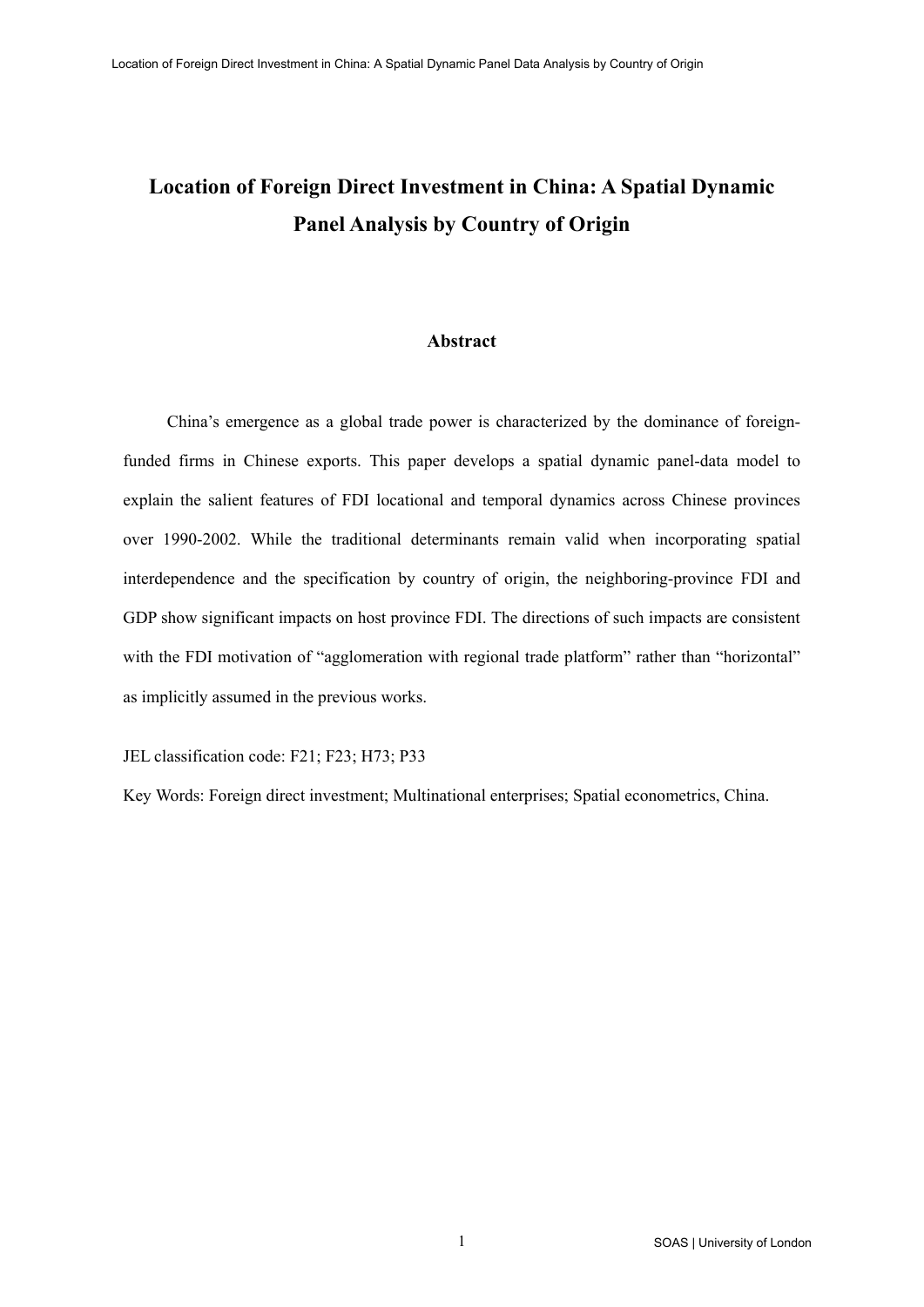# Location of Foreign Direct Investment in China: A Spatial Dynamic Panel Analysis by Country of Origin

## Abstract

China's emergence as a global trade power is characterized by the dominance of foreign-funded firms in Chinese exports. This paper develops a spatial dynamic panel-data model to explain the salient features of FDI locational and temporal dynamics across Chinese provinces over 1990-2002. While the traditional determinants remain valid when incorporating spatial interdependence and the specification by country of origin, the neighboring-province FDI and GDP show significant impacts on host province FDI. The directions of such impacts are consistent with the FDI motivation of "agglomeration with regional trade platform" rather than "horizontal" as implicitly assumed in the previous works.

JEL classification code: F21; F23; H73; P33

Key Words: Foreign direct investment; Multinational enterprises; Spatial econometrics, China.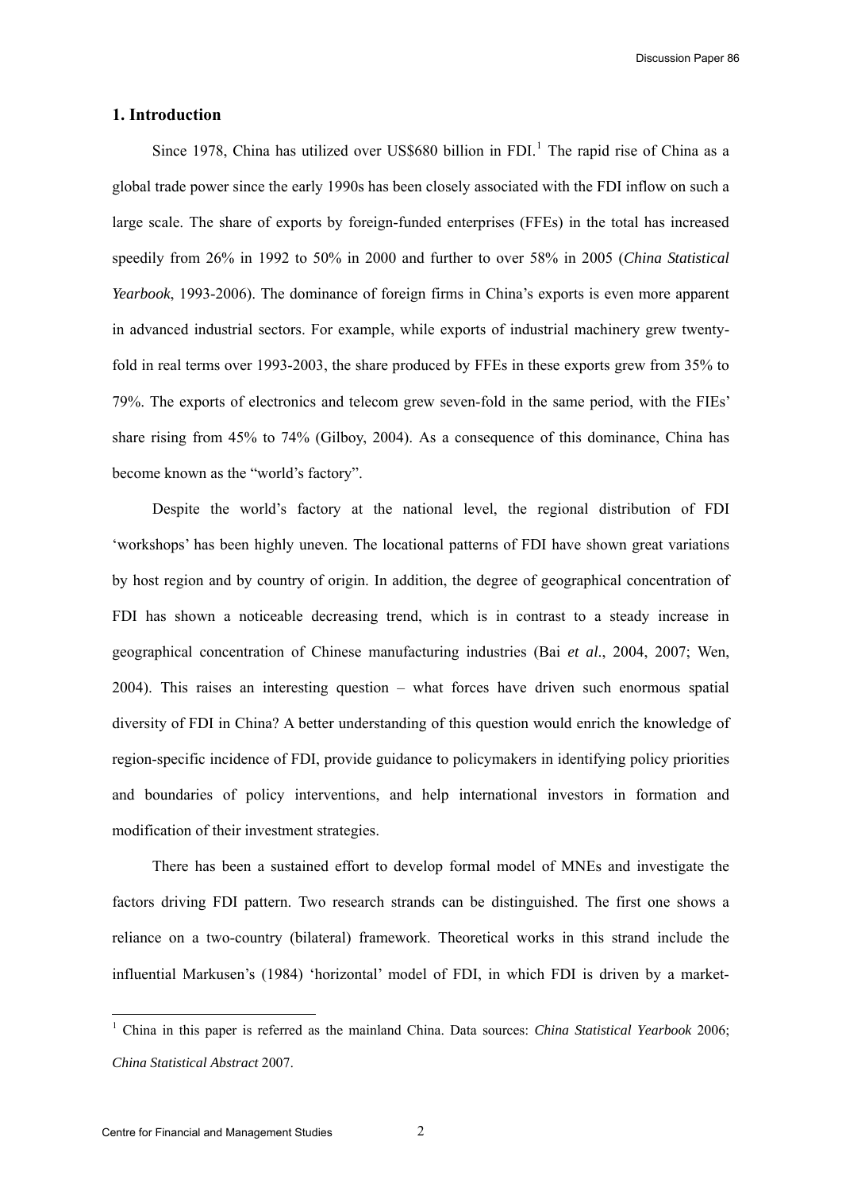## 1. Introduction

Since 1978, China has utilized over US$680 billion in FDI.[1] The rapid rise of China as a global trade power since the early 1990s has been closely associated with the FDI inflow on such a large scale. The share of exports by foreign-funded enterprises (FFEs) in the total has increased speedily from 26% in 1992 to 50% in 2000 and further to over 58% in 2005 (*China Statistical Yearbook*, 1993-2006). The dominance of foreign firms in China's exports is even more apparent in advanced industrial sectors. For example, while exports of industrial machinery grew twenty-fold in real terms over 1993-2003, the share produced by FFEs in these exports grew from 35% to 79%. The exports of electronics and telecom grew seven-fold in the same period, with the FIEs' share rising from 45% to 74% (Gilboy, 2004). As a consequence of this dominance, China has become known as the "world's factory".

Despite the world's factory at the national level, the regional distribution of FDI 'workshops' has been highly uneven. The locational patterns of FDI have shown great variations by host region and by country of origin. In addition, the degree of geographical concentration of FDI has shown a noticeable decreasing trend, which is in contrast to a steady increase in geographical concentration of Chinese manufacturing industries (Bai *et al*., 2004, 2007; Wen, 2004). This raises an interesting question – what forces have driven such enormous spatial diversity of FDI in China? A better understanding of this question would enrich the knowledge of region-specific incidence of FDI, provide guidance to policymakers in identifying policy priorities and boundaries of policy interventions, and help international investors in formation and modification of their investment strategies.

There has been a sustained effort to develop formal model of MNEs and investigate the factors driving FDI pattern. Two research strands can be distinguished. The first one shows a reliance on a two-country (bilateral) framework. Theoretical works in this strand include the influential Markusen's (1984) 'horizontal' model of FDI, in which FDI is driven by a market-

[1] China in this paper is referred as the mainland China. Data sources: *China Statistical Yearbook* 2006; *China Statistical Abstract* 2007.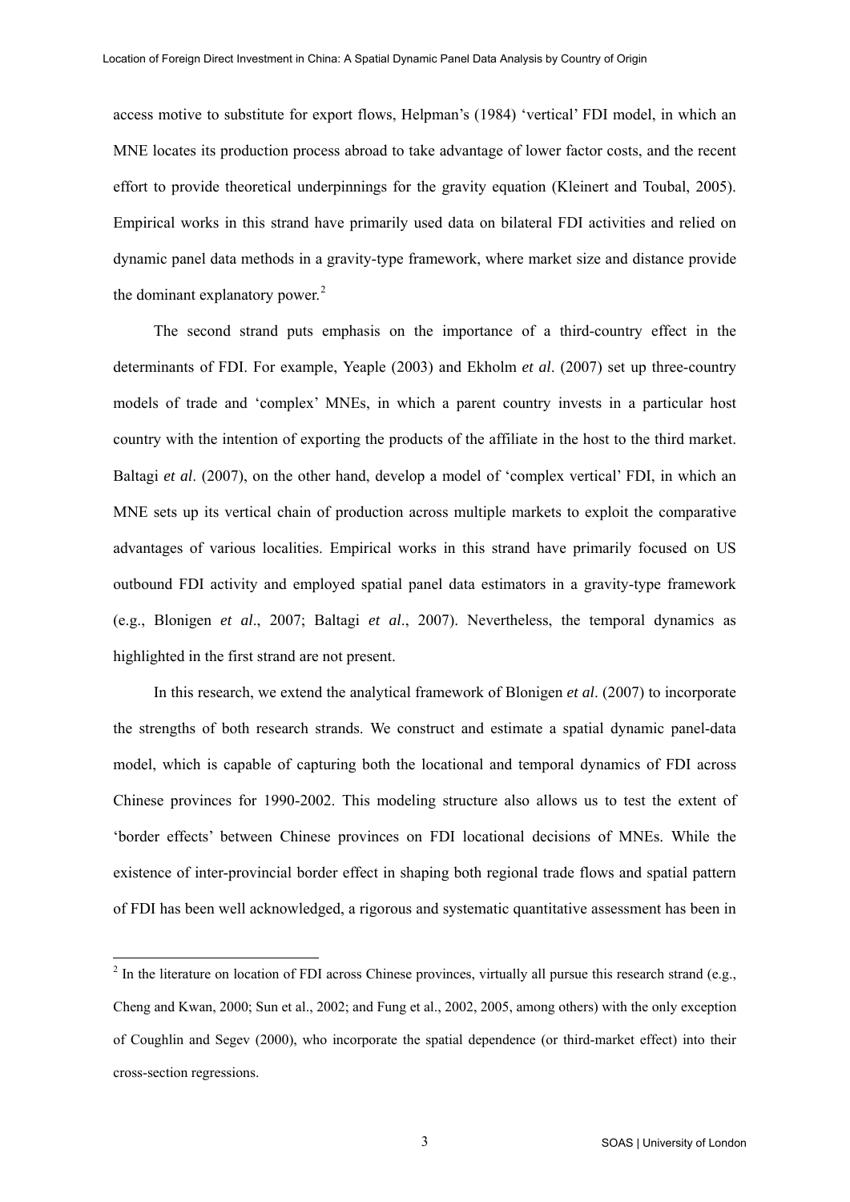access motive to substitute for export flows, Helpman's (1984) 'vertical' FDI model, in which an MNE locates its production process abroad to take advantage of lower factor costs, and the recent effort to provide theoretical underpinnings for the gravity equation (Kleinert and Toubal, 2005). Empirical works in this strand have primarily used data on bilateral FDI activities and relied on dynamic panel data methods in a gravity-type framework, where market size and distance provide the dominant explanatory power.[2]

The second strand puts emphasis on the importance of a third-country effect in the determinants of FDI. For example, Yeaple (2003) and Ekholm *et al*. (2007) set up three-country models of trade and 'complex' MNEs, in which a parent country invests in a particular host country with the intention of exporting the products of the affiliate in the host to the third market. Baltagi *et al*. (2007), on the other hand, develop a model of 'complex vertical' FDI, in which an MNE sets up its vertical chain of production across multiple markets to exploit the comparative advantages of various localities. Empirical works in this strand have primarily focused on US outbound FDI activity and employed spatial panel data estimators in a gravity-type framework (e.g., Blonigen *et al*., 2007; Baltagi *et al*., 2007). Nevertheless, the temporal dynamics as highlighted in the first strand are not present.

In this research, we extend the analytical framework of Blonigen *et al*. (2007) to incorporate the strengths of both research strands. We construct and estimate a spatial dynamic panel-data model, which is capable of capturing both the locational and temporal dynamics of FDI across Chinese provinces for 1990-2002. This modeling structure also allows us to test the extent of 'border effects' between Chinese provinces on FDI locational decisions of MNEs. While the existence of inter-provincial border effect in shaping both regional trade flows and spatial pattern of FDI has been well acknowledged, a rigorous and systematic quantitative assessment has been in

[2] In the literature on location of FDI across Chinese provinces, virtually all pursue this research strand (e.g., Cheng and Kwan, 2000; Sun et al., 2002; and Fung et al., 2002, 2005, among others) with the only exception of Coughlin and Segev (2000), who incorporate the spatial dependence (or third-market effect) into their cross-section regressions.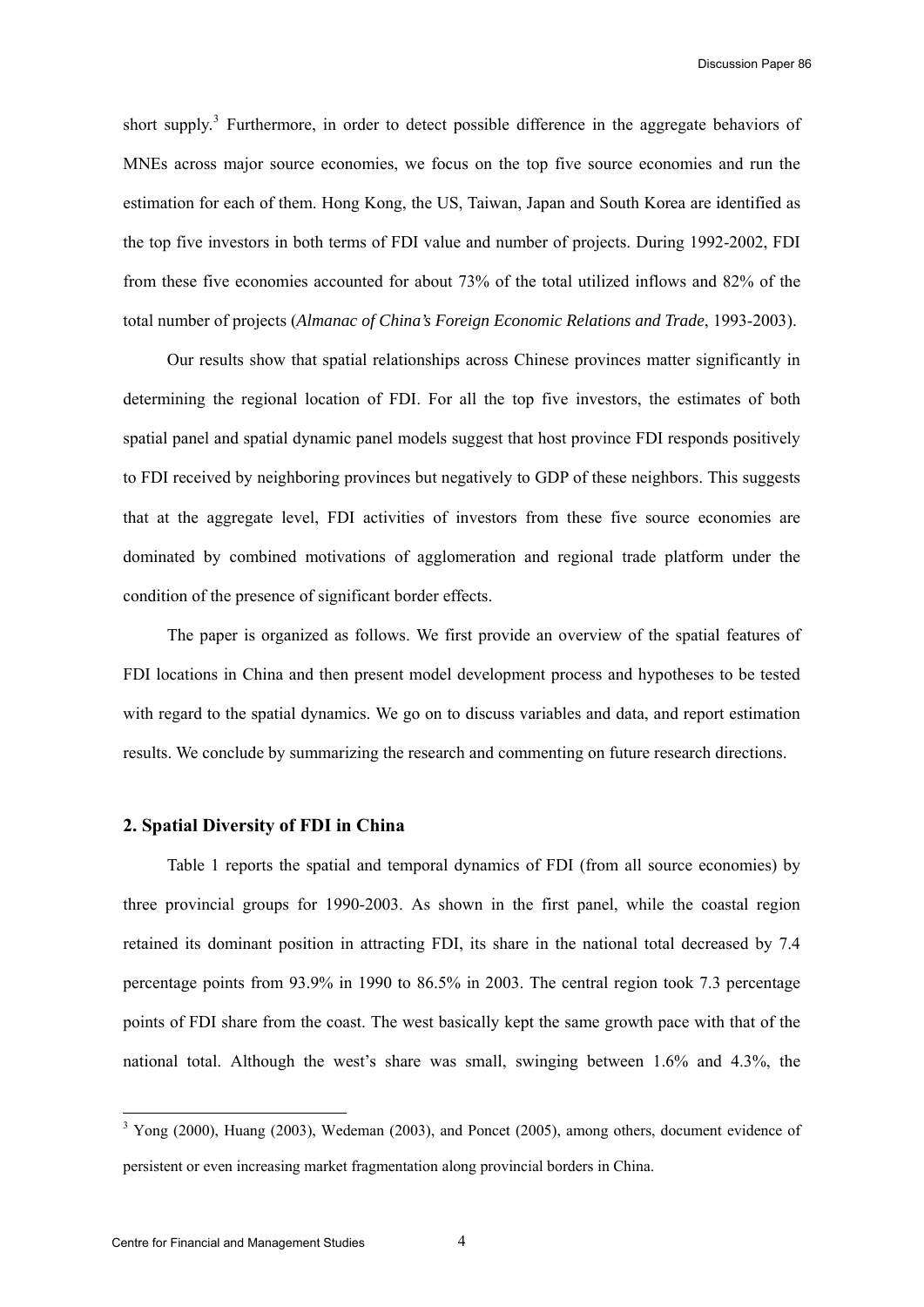short supply.[3] Furthermore, in order to detect possible difference in the aggregate behaviors of MNEs across major source economies, we focus on the top five source economies and run the estimation for each of them. Hong Kong, the US, Taiwan, Japan and South Korea are identified as the top five investors in both terms of FDI value and number of projects. During 1992-2002, FDI from these five economies accounted for about 73% of the total utilized inflows and 82% of the total number of projects (*Almanac of China's Foreign Economic Relations and Trade*, 1993-2003).

Our results show that spatial relationships across Chinese provinces matter significantly in determining the regional location of FDI. For all the top five investors, the estimates of both spatial panel and spatial dynamic panel models suggest that host province FDI responds positively to FDI received by neighboring provinces but negatively to GDP of these neighbors. This suggests that at the aggregate level, FDI activities of investors from these five source economies are dominated by combined motivations of agglomeration and regional trade platform under the condition of the presence of significant border effects.

The paper is organized as follows. We first provide an overview of the spatial features of FDI locations in China and then present model development process and hypotheses to be tested with regard to the spatial dynamics. We go on to discuss variables and data, and report estimation results. We conclude by summarizing the research and commenting on future research directions.

## 2. Spatial Diversity of FDI in China

Table 1 reports the spatial and temporal dynamics of FDI (from all source economies) by three provincial groups for 1990-2003. As shown in the first panel, while the coastal region retained its dominant position in attracting FDI, its share in the national total decreased by 7.4 percentage points from 93.9% in 1990 to 86.5% in 2003. The central region took 7.3 percentage points of FDI share from the coast. The west basically kept the same growth pace with that of the national total. Although the west's share was small, swinging between 1.6% and 4.3%, the

[3] Yong (2000), Huang (2003), Wedeman (2003), and Poncet (2005), among others, document evidence of persistent or even increasing market fragmentation along provincial borders in China.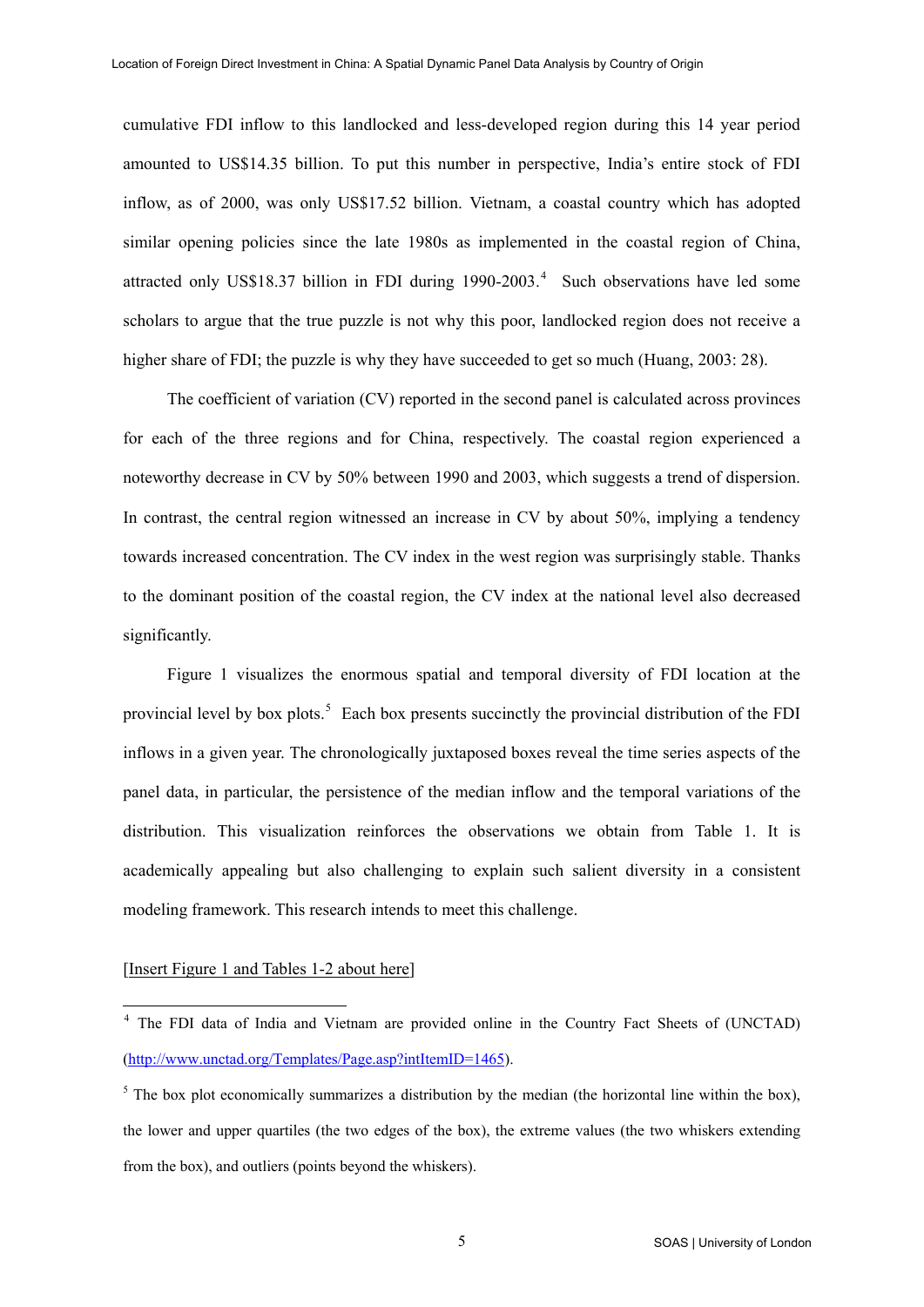cumulative FDI inflow to this landlocked and less-developed region during this 14 year period amounted to US$14.35 billion. To put this number in perspective, India's entire stock of FDI inflow, as of 2000, was only US$17.52 billion. Vietnam, a coastal country which has adopted similar opening policies since the late 1980s as implemented in the coastal region of China, attracted only US$18.37 billion in FDI during 1990-2003.[4] Such observations have led some scholars to argue that the true puzzle is not why this poor, landlocked region does not receive a higher share of FDI; the puzzle is why they have succeeded to get so much (Huang, 2003: 28).

The coefficient of variation (CV) reported in the second panel is calculated across provinces for each of the three regions and for China, respectively. The coastal region experienced a noteworthy decrease in CV by 50% between 1990 and 2003, which suggests a trend of dispersion. In contrast, the central region witnessed an increase in CV by about 50%, implying a tendency towards increased concentration. The CV index in the west region was surprisingly stable. Thanks to the dominant position of the coastal region, the CV index at the national level also decreased significantly.

Figure 1 visualizes the enormous spatial and temporal diversity of FDI location at the provincial level by box plots.[5] Each box presents succinctly the provincial distribution of the FDI inflows in a given year. The chronologically juxtaposed boxes reveal the time series aspects of the panel data, in particular, the persistence of the median inflow and the temporal variations of the distribution. This visualization reinforces the observations we obtain from Table 1. It is academically appealing but also challenging to explain such salient diversity in a consistent modeling framework. This research intends to meet this challenge.

[Insert Figure 1 and Tables 1-2 about here]

[4] The FDI data of India and Vietnam are provided online in the Country Fact Sheets of (UNCTAD) (http://www.unctad.org/Templates/Page.asp?intItemID=1465).

[5] The box plot economically summarizes a distribution by the median (the horizontal line within the box), the lower and upper quartiles (the two edges of the box), the extreme values (the two whiskers extending from the box), and outliers (points beyond the whiskers).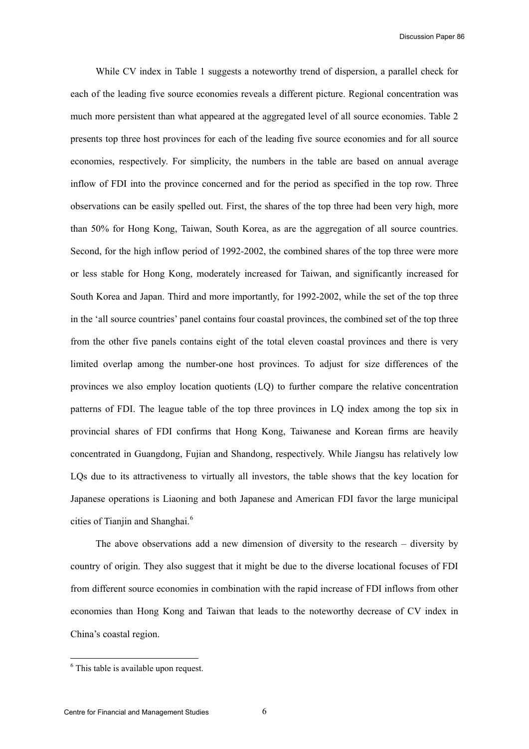While CV index in Table 1 suggests a noteworthy trend of dispersion, a parallel check for each of the leading five source economies reveals a different picture. Regional concentration was much more persistent than what appeared at the aggregated level of all source economies. Table 2 presents top three host provinces for each of the leading five source economies and for all source economies, respectively. For simplicity, the numbers in the table are based on annual average inflow of FDI into the province concerned and for the period as specified in the top row. Three observations can be easily spelled out. First, the shares of the top three had been very high, more than 50% for Hong Kong, Taiwan, South Korea, as are the aggregation of all source countries. Second, for the high inflow period of 1992-2002, the combined shares of the top three were more or less stable for Hong Kong, moderately increased for Taiwan, and significantly increased for South Korea and Japan. Third and more importantly, for 1992-2002, while the set of the top three in the 'all source countries' panel contains four coastal provinces, the combined set of the top three from the other five panels contains eight of the total eleven coastal provinces and there is very limited overlap among the number-one host provinces. To adjust for size differences of the provinces we also employ location quotients (LQ) to further compare the relative concentration patterns of FDI. The league table of the top three provinces in LQ index among the top six in provincial shares of FDI confirms that Hong Kong, Taiwanese and Korean firms are heavily concentrated in Guangdong, Fujian and Shandong, respectively. While Jiangsu has relatively low LQs due to its attractiveness to virtually all investors, the table shows that the key location for Japanese operations is Liaoning and both Japanese and American FDI favor the large municipal cities of Tianjin and Shanghai.[6]

The above observations add a new dimension of diversity to the research – diversity by country of origin. They also suggest that it might be due to the diverse locational focuses of FDI from different source economies in combination with the rapid increase of FDI inflows from other economies than Hong Kong and Taiwan that leads to the noteworthy decrease of CV index in China's coastal region.

[6] This table is available upon request.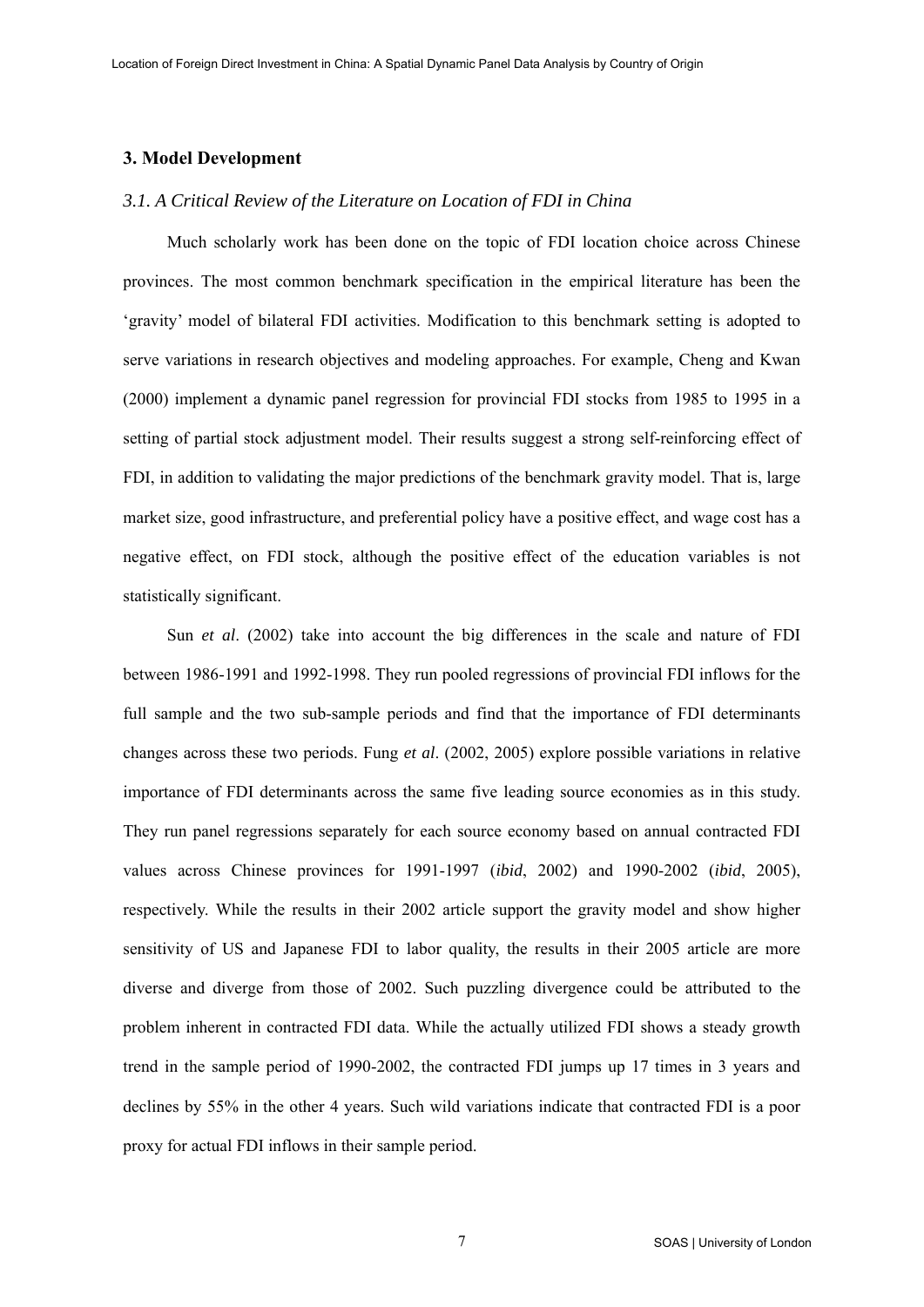## 3. Model Development

### *3.1. A Critical Review of the Literature on Location of FDI in China*

Much scholarly work has been done on the topic of FDI location choice across Chinese provinces. The most common benchmark specification in the empirical literature has been the 'gravity' model of bilateral FDI activities. Modification to this benchmark setting is adopted to serve variations in research objectives and modeling approaches. For example, Cheng and Kwan (2000) implement a dynamic panel regression for provincial FDI stocks from 1985 to 1995 in a setting of partial stock adjustment model. Their results suggest a strong self-reinforcing effect of FDI, in addition to validating the major predictions of the benchmark gravity model. That is, large market size, good infrastructure, and preferential policy have a positive effect, and wage cost has a negative effect, on FDI stock, although the positive effect of the education variables is not statistically significant.

Sun *et al*. (2002) take into account the big differences in the scale and nature of FDI between 1986-1991 and 1992-1998. They run pooled regressions of provincial FDI inflows for the full sample and the two sub-sample periods and find that the importance of FDI determinants changes across these two periods. Fung *et al*. (2002, 2005) explore possible variations in relative importance of FDI determinants across the same five leading source economies as in this study. They run panel regressions separately for each source economy based on annual contracted FDI values across Chinese provinces for 1991-1997 (*ibid*, 2002) and 1990-2002 (*ibid*, 2005), respectively. While the results in their 2002 article support the gravity model and show higher sensitivity of US and Japanese FDI to labor quality, the results in their 2005 article are more diverse and diverge from those of 2002. Such puzzling divergence could be attributed to the problem inherent in contracted FDI data. While the actually utilized FDI shows a steady growth trend in the sample period of 1990-2002, the contracted FDI jumps up 17 times in 3 years and declines by 55% in the other 4 years. Such wild variations indicate that contracted FDI is a poor proxy for actual FDI inflows in their sample period.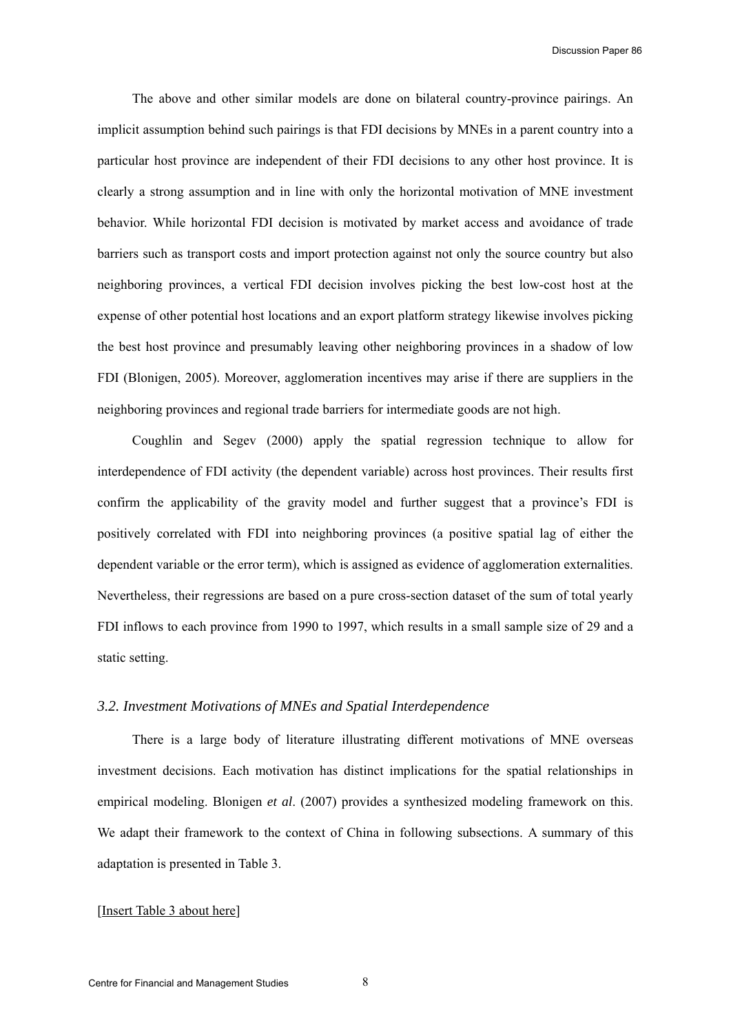The above and other similar models are done on bilateral country-province pairings. An implicit assumption behind such pairings is that FDI decisions by MNEs in a parent country into a particular host province are independent of their FDI decisions to any other host province. It is clearly a strong assumption and in line with only the horizontal motivation of MNE investment behavior. While horizontal FDI decision is motivated by market access and avoidance of trade barriers such as transport costs and import protection against not only the source country but also neighboring provinces, a vertical FDI decision involves picking the best low-cost host at the expense of other potential host locations and an export platform strategy likewise involves picking the best host province and presumably leaving other neighboring provinces in a shadow of low FDI (Blonigen, 2005). Moreover, agglomeration incentives may arise if there are suppliers in the neighboring provinces and regional trade barriers for intermediate goods are not high.

Coughlin and Segev (2000) apply the spatial regression technique to allow for interdependence of FDI activity (the dependent variable) across host provinces. Their results first confirm the applicability of the gravity model and further suggest that a province's FDI is positively correlated with FDI into neighboring provinces (a positive spatial lag of either the dependent variable or the error term), which is assigned as evidence of agglomeration externalities. Nevertheless, their regressions are based on a pure cross-section dataset of the sum of total yearly FDI inflows to each province from 1990 to 1997, which results in a small sample size of 29 and a static setting.

### *3.2. Investment Motivations of MNEs and Spatial Interdependence*

There is a large body of literature illustrating different motivations of MNE overseas investment decisions. Each motivation has distinct implications for the spatial relationships in empirical modeling. Blonigen *et al*. (2007) provides a synthesized modeling framework on this. We adapt their framework to the context of China in following subsections. A summary of this adaptation is presented in Table 3.

[Insert Table 3 about here]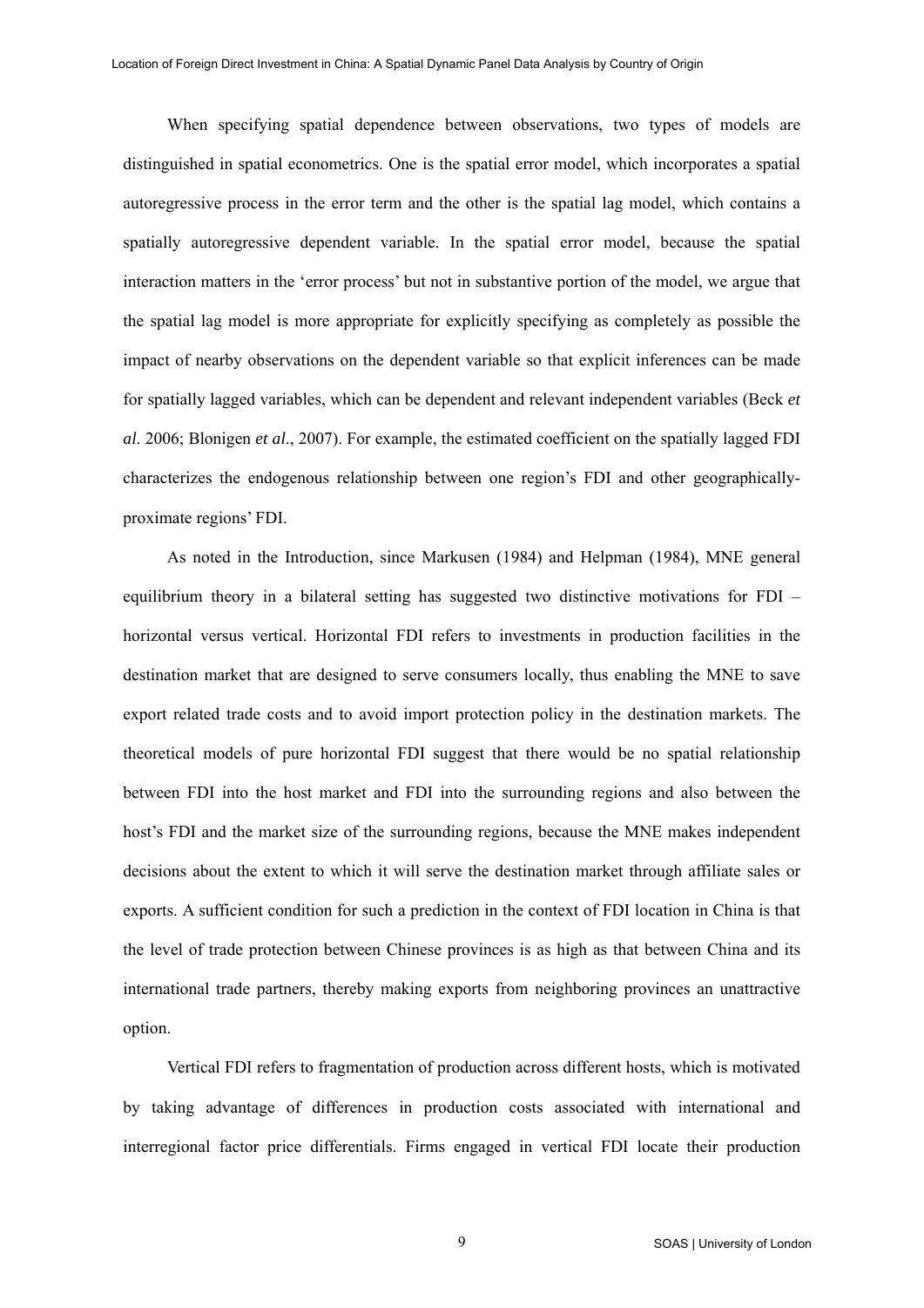When specifying spatial dependence between observations, two types of models are distinguished in spatial econometrics. One is the spatial error model, which incorporates a spatial autoregressive process in the error term and the other is the spatial lag model, which contains a spatially autoregressive dependent variable. In the spatial error model, because the spatial interaction matters in the 'error process' but not in substantive portion of the model, we argue that the spatial lag model is more appropriate for explicitly specifying as completely as possible the impact of nearby observations on the dependent variable so that explicit inferences can be made for spatially lagged variables, which can be dependent and relevant independent variables (Beck *et al*. 2006; Blonigen *et al*., 2007). For example, the estimated coefficient on the spatially lagged FDI characterizes the endogenous relationship between one region's FDI and other geographically-proximate regions' FDI.

As noted in the Introduction, since Markusen (1984) and Helpman (1984), MNE general equilibrium theory in a bilateral setting has suggested two distinctive motivations for FDI – horizontal versus vertical. Horizontal FDI refers to investments in production facilities in the destination market that are designed to serve consumers locally, thus enabling the MNE to save export related trade costs and to avoid import protection policy in the destination markets. The theoretical models of pure horizontal FDI suggest that there would be no spatial relationship between FDI into the host market and FDI into the surrounding regions and also between the host's FDI and the market size of the surrounding regions, because the MNE makes independent decisions about the extent to which it will serve the destination market through affiliate sales or exports. A sufficient condition for such a prediction in the context of FDI location in China is that the level of trade protection between Chinese provinces is as high as that between China and its international trade partners, thereby making exports from neighboring provinces an unattractive option.

Vertical FDI refers to fragmentation of production across different hosts, which is motivated by taking advantage of differences in production costs associated with international and interregional factor price differentials. Firms engaged in vertical FDI locate their production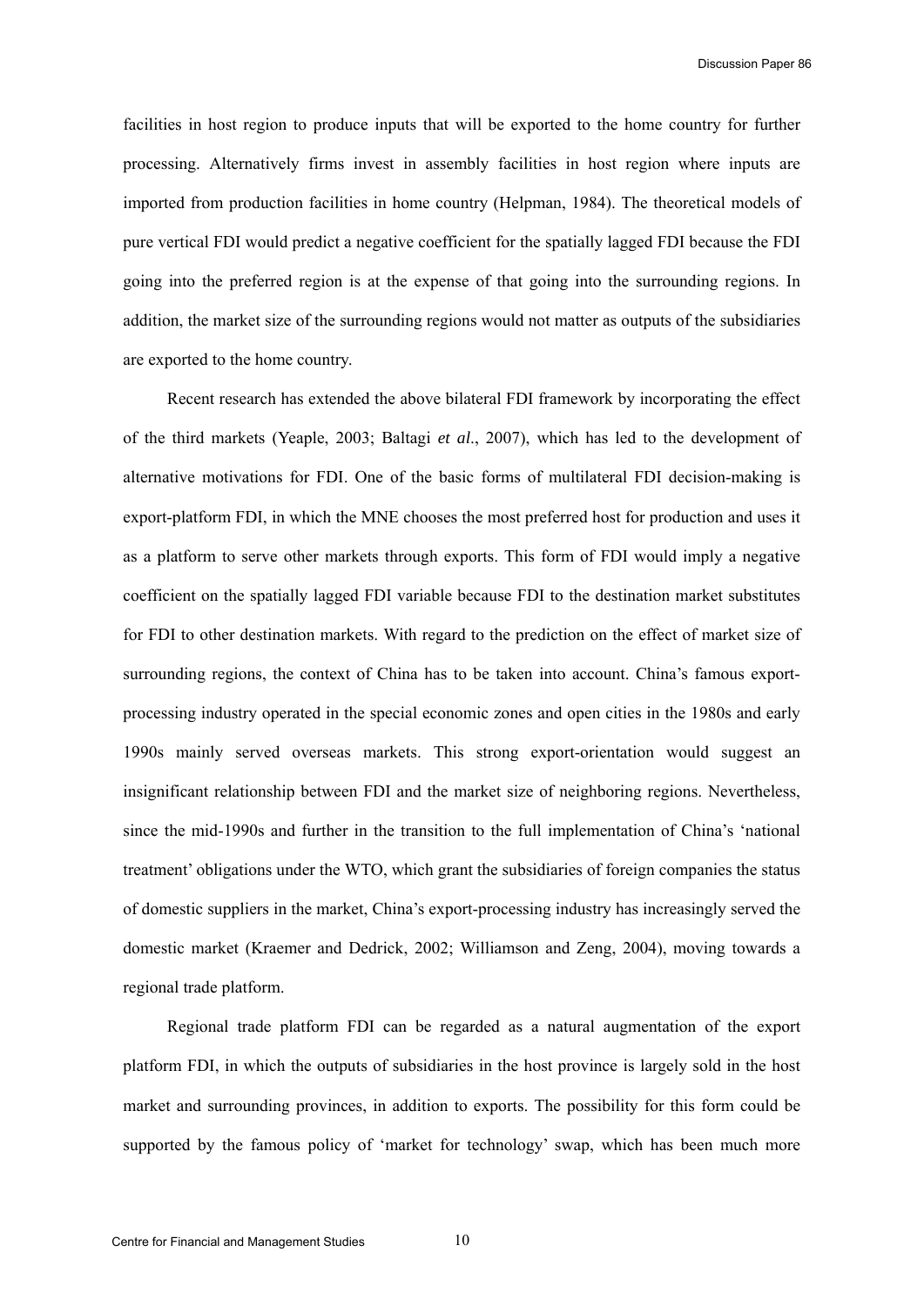facilities in host region to produce inputs that will be exported to the home country for further processing. Alternatively firms invest in assembly facilities in host region where inputs are imported from production facilities in home country (Helpman, 1984). The theoretical models of pure vertical FDI would predict a negative coefficient for the spatially lagged FDI because the FDI going into the preferred region is at the expense of that going into the surrounding regions. In addition, the market size of the surrounding regions would not matter as outputs of the subsidiaries are exported to the home country.

Recent research has extended the above bilateral FDI framework by incorporating the effect of the third markets (Yeaple, 2003; Baltagi *et al*., 2007), which has led to the development of alternative motivations for FDI. One of the basic forms of multilateral FDI decision-making is export-platform FDI, in which the MNE chooses the most preferred host for production and uses it as a platform to serve other markets through exports. This form of FDI would imply a negative coefficient on the spatially lagged FDI variable because FDI to the destination market substitutes for FDI to other destination markets. With regard to the prediction on the effect of market size of surrounding regions, the context of China has to be taken into account. China's famous export-processing industry operated in the special economic zones and open cities in the 1980s and early 1990s mainly served overseas markets. This strong export-orientation would suggest an insignificant relationship between FDI and the market size of neighboring regions. Nevertheless, since the mid-1990s and further in the transition to the full implementation of China's 'national treatment' obligations under the WTO, which grant the subsidiaries of foreign companies the status of domestic suppliers in the market, China's export-processing industry has increasingly served the domestic market (Kraemer and Dedrick, 2002; Williamson and Zeng, 2004), moving towards a regional trade platform.

Regional trade platform FDI can be regarded as a natural augmentation of the export platform FDI, in which the outputs of subsidiaries in the host province is largely sold in the host market and surrounding provinces, in addition to exports. The possibility for this form could be supported by the famous policy of 'market for technology' swap, which has been much more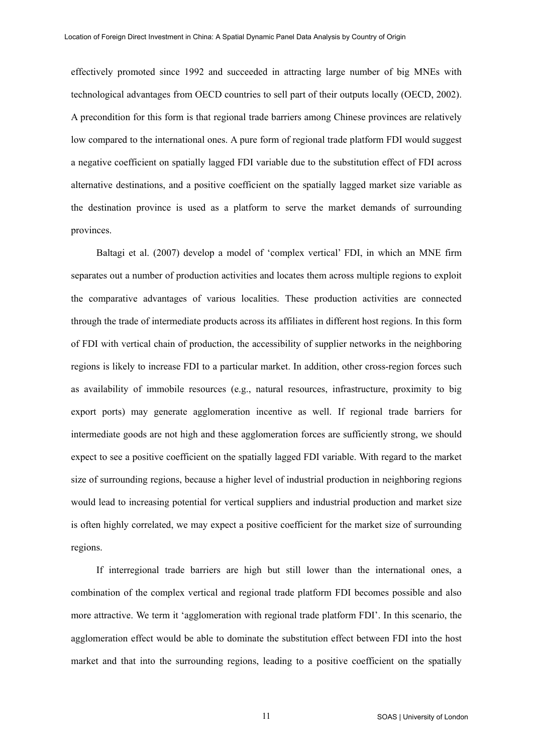effectively promoted since 1992 and succeeded in attracting large number of big MNEs with technological advantages from OECD countries to sell part of their outputs locally (OECD, 2002). A precondition for this form is that regional trade barriers among Chinese provinces are relatively low compared to the international ones. A pure form of regional trade platform FDI would suggest a negative coefficient on spatially lagged FDI variable due to the substitution effect of FDI across alternative destinations, and a positive coefficient on the spatially lagged market size variable as the destination province is used as a platform to serve the market demands of surrounding provinces.

Baltagi et al. (2007) develop a model of 'complex vertical' FDI, in which an MNE firm separates out a number of production activities and locates them across multiple regions to exploit the comparative advantages of various localities. These production activities are connected through the trade of intermediate products across its affiliates in different host regions. In this form of FDI with vertical chain of production, the accessibility of supplier networks in the neighboring regions is likely to increase FDI to a particular market. In addition, other cross-region forces such as availability of immobile resources (e.g., natural resources, infrastructure, proximity to big export ports) may generate agglomeration incentive as well. If regional trade barriers for intermediate goods are not high and these agglomeration forces are sufficiently strong, we should expect to see a positive coefficient on the spatially lagged FDI variable. With regard to the market size of surrounding regions, because a higher level of industrial production in neighboring regions would lead to increasing potential for vertical suppliers and industrial production and market size is often highly correlated, we may expect a positive coefficient for the market size of surrounding regions.

If interregional trade barriers are high but still lower than the international ones, a combination of the complex vertical and regional trade platform FDI becomes possible and also more attractive. We term it 'agglomeration with regional trade platform FDI'. In this scenario, the agglomeration effect would be able to dominate the substitution effect between FDI into the host market and that into the surrounding regions, leading to a positive coefficient on the spatially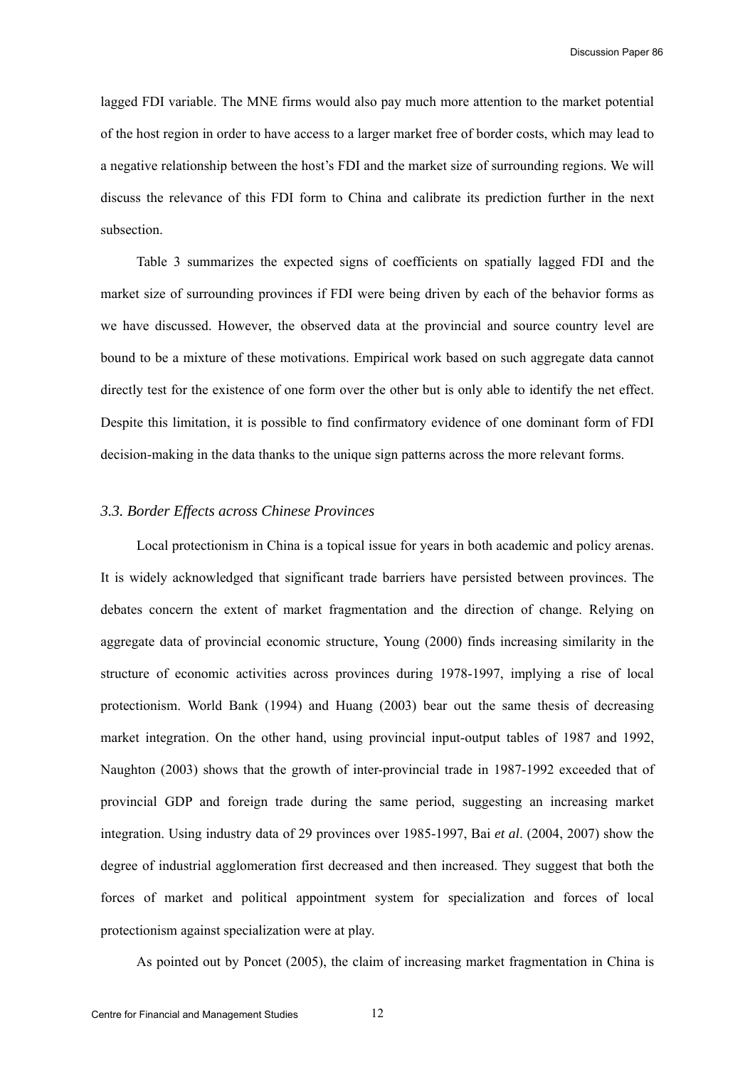lagged FDI variable. The MNE firms would also pay much more attention to the market potential of the host region in order to have access to a larger market free of border costs, which may lead to a negative relationship between the host's FDI and the market size of surrounding regions. We will discuss the relevance of this FDI form to China and calibrate its prediction further in the next subsection.

Table 3 summarizes the expected signs of coefficients on spatially lagged FDI and the market size of surrounding provinces if FDI were being driven by each of the behavior forms as we have discussed. However, the observed data at the provincial and source country level are bound to be a mixture of these motivations. Empirical work based on such aggregate data cannot directly test for the existence of one form over the other but is only able to identify the net effect. Despite this limitation, it is possible to find confirmatory evidence of one dominant form of FDI decision-making in the data thanks to the unique sign patterns across the more relevant forms.

### *3.3. Border Effects across Chinese Provinces*

Local protectionism in China is a topical issue for years in both academic and policy arenas. It is widely acknowledged that significant trade barriers have persisted between provinces. The debates concern the extent of market fragmentation and the direction of change. Relying on aggregate data of provincial economic structure, Young (2000) finds increasing similarity in the structure of economic activities across provinces during 1978-1997, implying a rise of local protectionism. World Bank (1994) and Huang (2003) bear out the same thesis of decreasing market integration. On the other hand, using provincial input-output tables of 1987 and 1992, Naughton (2003) shows that the growth of inter-provincial trade in 1987-1992 exceeded that of provincial GDP and foreign trade during the same period, suggesting an increasing market integration. Using industry data of 29 provinces over 1985-1997, Bai *et al*. (2004, 2007) show the degree of industrial agglomeration first decreased and then increased. They suggest that both the forces of market and political appointment system for specialization and forces of local protectionism against specialization were at play.

As pointed out by Poncet (2005), the claim of increasing market fragmentation in China is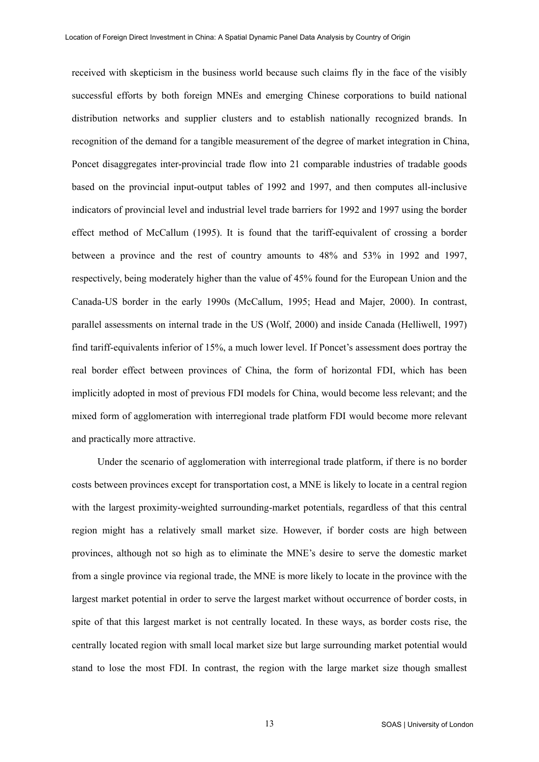received with skepticism in the business world because such claims fly in the face of the visibly successful efforts by both foreign MNEs and emerging Chinese corporations to build national distribution networks and supplier clusters and to establish nationally recognized brands. In recognition of the demand for a tangible measurement of the degree of market integration in China, Poncet disaggregates inter-provincial trade flow into 21 comparable industries of tradable goods based on the provincial input-output tables of 1992 and 1997, and then computes all-inclusive indicators of provincial level and industrial level trade barriers for 1992 and 1997 using the border effect method of McCallum (1995). It is found that the tariff-equivalent of crossing a border between a province and the rest of country amounts to 48% and 53% in 1992 and 1997, respectively, being moderately higher than the value of 45% found for the European Union and the Canada-US border in the early 1990s (McCallum, 1995; Head and Majer, 2000). In contrast, parallel assessments on internal trade in the US (Wolf, 2000) and inside Canada (Helliwell, 1997) find tariff-equivalents inferior of 15%, a much lower level. If Poncet's assessment does portray the real border effect between provinces of China, the form of horizontal FDI, which has been implicitly adopted in most of previous FDI models for China, would become less relevant; and the mixed form of agglomeration with interregional trade platform FDI would become more relevant and practically more attractive.

Under the scenario of agglomeration with interregional trade platform, if there is no border costs between provinces except for transportation cost, a MNE is likely to locate in a central region with the largest proximity-weighted surrounding-market potentials, regardless of that this central region might has a relatively small market size. However, if border costs are high between provinces, although not so high as to eliminate the MNE's desire to serve the domestic market from a single province via regional trade, the MNE is more likely to locate in the province with the largest market potential in order to serve the largest market without occurrence of border costs, in spite of that this largest market is not centrally located. In these ways, as border costs rise, the centrally located region with small local market size but large surrounding market potential would stand to lose the most FDI. In contrast, the region with the large market size though smallest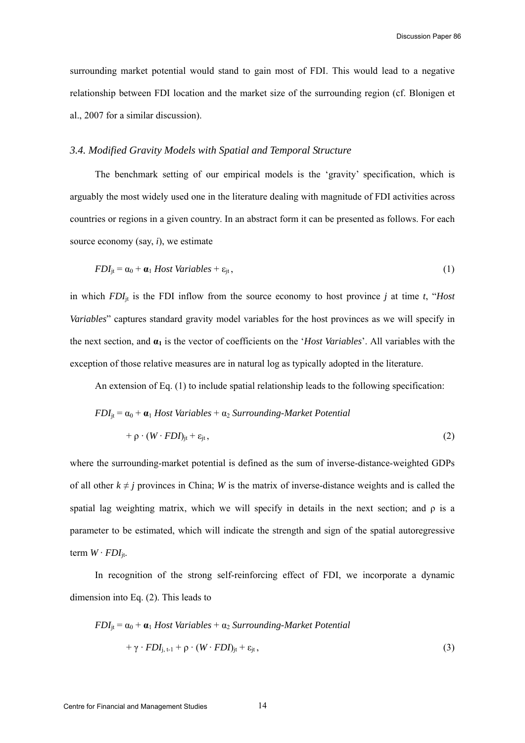surrounding market potential would stand to gain most of FDI. This would lead to a negative relationship between FDI location and the market size of the surrounding region (cf. Blonigen et al., 2007 for a similar discussion).

### *3.4. Modified Gravity Models with Spatial and Temporal Structure*

The benchmark setting of our empirical models is the 'gravity' specification, which is arguably the most widely used one in the literature dealing with magnitude of FDI activities across countries or regions in a given country. In an abstract form it can be presented as follows. For each source economy (say, *i*), we estimate

$$FDI_{jt} = \alpha_0 + \boldsymbol{\alpha}_1 \textit{ Host Variables} + \varepsilon_{jt}, \tag{1}$$

in which $FDI_{jt}$ is the FDI inflow from the source economy to host province $j$ at time $t$, "*Host Variables*" captures standard gravity model variables for the host provinces as we will specify in the next section, and $\boldsymbol{\alpha}_1$ is the vector of coefficients on the '*Host Variables*'. All variables with the exception of those relative measures are in natural log as typically adopted in the literature.

An extension of Eq. (1) to include spatial relationship leads to the following specification:

$$FDI_{jt} = \alpha_0 + \boldsymbol{\alpha}_1 \textit{ Host Variables} + \alpha_2 \textit{ Surrounding-Market Potential} \\ + \rho \cdot (W \cdot FDI)_{jt} + \varepsilon_{jt}, \tag{2}$$

where the surrounding-market potential is defined as the sum of inverse-distance-weighted GDPs of all other $k \neq j$ provinces in China; $W$ is the matrix of inverse-distance weights and is called the spatial lag weighting matrix, which we will specify in details in the next section; and $\rho$ is a parameter to be estimated, which will indicate the strength and sign of the spatial autoregressive term $W \cdot FDI_{jt}$.

In recognition of the strong self-reinforcing effect of FDI, we incorporate a dynamic dimension into Eq. (2). This leads to

$$FDI_{jt} = \alpha_0 + \boldsymbol{\alpha}_1 \textit{ Host Variables} + \alpha_2 \textit{ Surrounding-Market Potential} \\ + \gamma \cdot FDI_{j,\,t-1} + \rho \cdot (W \cdot FDI)_{jt} + \varepsilon_{jt}, \tag{3}$$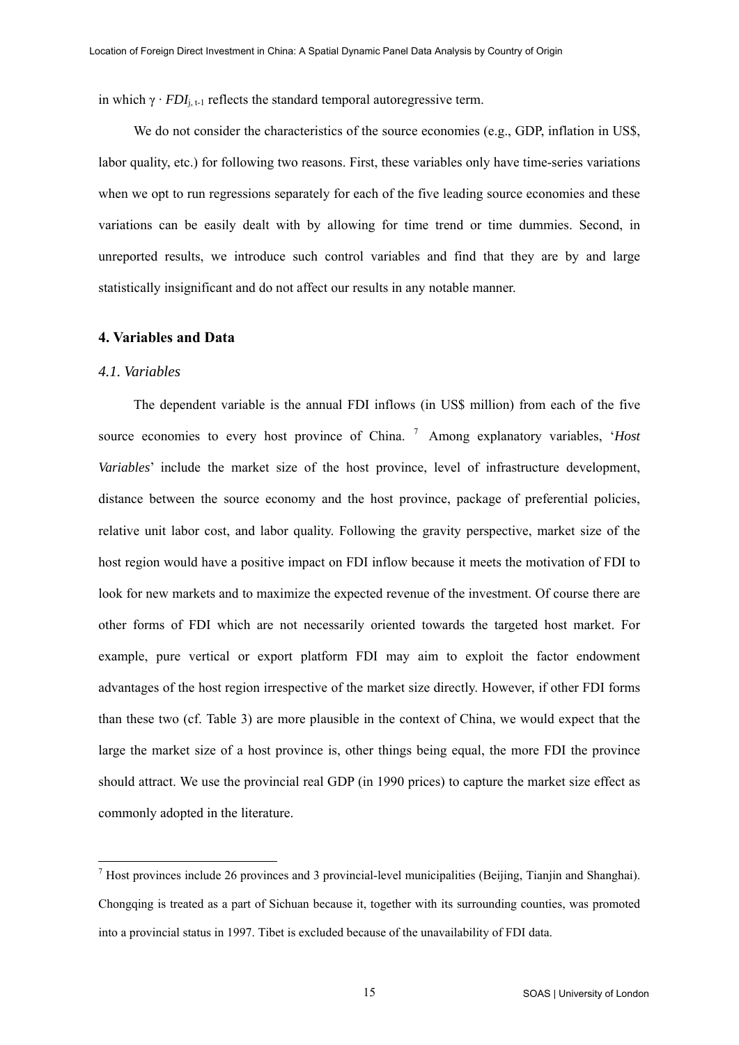in which $\gamma \cdot FDI_{j, t-1}$ reflects the standard temporal autoregressive term.

We do not consider the characteristics of the source economies (e.g., GDP, inflation in US$, labor quality, etc.) for following two reasons. First, these variables only have time-series variations when we opt to run regressions separately for each of the five leading source economies and these variations can be easily dealt with by allowing for time trend or time dummies. Second, in unreported results, we introduce such control variables and find that they are by and large statistically insignificant and do not affect our results in any notable manner.

## 4. Variables and Data

### *4.1. Variables*

The dependent variable is the annual FDI inflows (in US$ million) from each of the five source economies to every host province of China. [7] Among explanatory variables, '*Host Variables*' include the market size of the host province, level of infrastructure development, distance between the source economy and the host province, package of preferential policies, relative unit labor cost, and labor quality. Following the gravity perspective, market size of the host region would have a positive impact on FDI inflow because it meets the motivation of FDI to look for new markets and to maximize the expected revenue of the investment. Of course there are other forms of FDI which are not necessarily oriented towards the targeted host market. For example, pure vertical or export platform FDI may aim to exploit the factor endowment advantages of the host region irrespective of the market size directly. However, if other FDI forms than these two (cf. Table 3) are more plausible in the context of China, we would expect that the large the market size of a host province is, other things being equal, the more FDI the province should attract. We use the provincial real GDP (in 1990 prices) to capture the market size effect as commonly adopted in the literature.

[7] Host provinces include 26 provinces and 3 provincial-level municipalities (Beijing, Tianjin and Shanghai). Chongqing is treated as a part of Sichuan because it, together with its surrounding counties, was promoted into a provincial status in 1997. Tibet is excluded because of the unavailability of FDI data.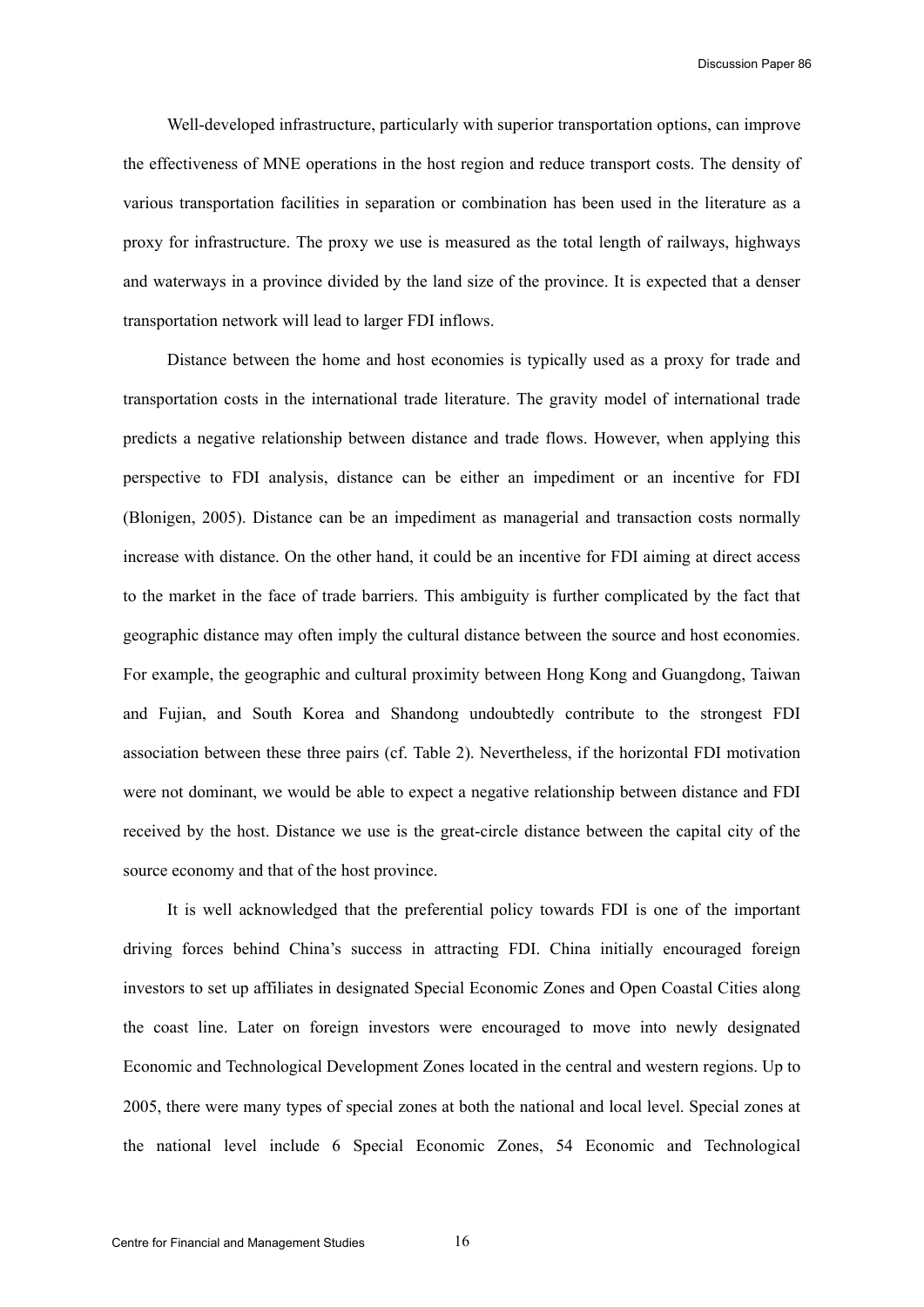Well-developed infrastructure, particularly with superior transportation options, can improve the effectiveness of MNE operations in the host region and reduce transport costs. The density of various transportation facilities in separation or combination has been used in the literature as a proxy for infrastructure. The proxy we use is measured as the total length of railways, highways and waterways in a province divided by the land size of the province. It is expected that a denser transportation network will lead to larger FDI inflows.

Distance between the home and host economies is typically used as a proxy for trade and transportation costs in the international trade literature. The gravity model of international trade predicts a negative relationship between distance and trade flows. However, when applying this perspective to FDI analysis, distance can be either an impediment or an incentive for FDI (Blonigen, 2005). Distance can be an impediment as managerial and transaction costs normally increase with distance. On the other hand, it could be an incentive for FDI aiming at direct access to the market in the face of trade barriers. This ambiguity is further complicated by the fact that geographic distance may often imply the cultural distance between the source and host economies. For example, the geographic and cultural proximity between Hong Kong and Guangdong, Taiwan and Fujian, and South Korea and Shandong undoubtedly contribute to the strongest FDI association between these three pairs (cf. Table 2). Nevertheless, if the horizontal FDI motivation were not dominant, we would be able to expect a negative relationship between distance and FDI received by the host. Distance we use is the great-circle distance between the capital city of the source economy and that of the host province.

It is well acknowledged that the preferential policy towards FDI is one of the important driving forces behind China's success in attracting FDI. China initially encouraged foreign investors to set up affiliates in designated Special Economic Zones and Open Coastal Cities along the coast line. Later on foreign investors were encouraged to move into newly designated Economic and Technological Development Zones located in the central and western regions. Up to 2005, there were many types of special zones at both the national and local level. Special zones at the national level include 6 Special Economic Zones, 54 Economic and Technological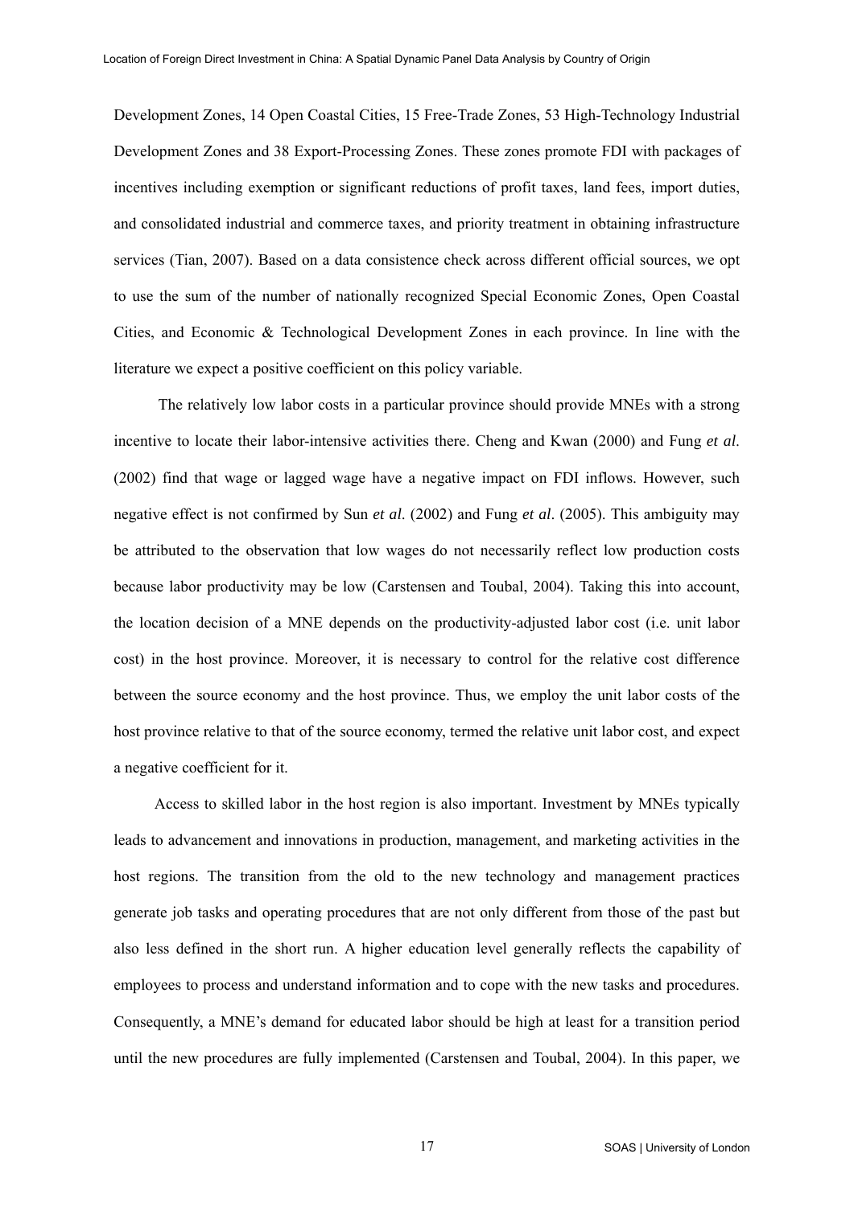Development Zones, 14 Open Coastal Cities, 15 Free-Trade Zones, 53 High-Technology Industrial Development Zones and 38 Export-Processing Zones. These zones promote FDI with packages of incentives including exemption or significant reductions of profit taxes, land fees, import duties, and consolidated industrial and commerce taxes, and priority treatment in obtaining infrastructure services (Tian, 2007). Based on a data consistence check across different official sources, we opt to use the sum of the number of nationally recognized Special Economic Zones, Open Coastal Cities, and Economic & Technological Development Zones in each province. In line with the literature we expect a positive coefficient on this policy variable.

The relatively low labor costs in a particular province should provide MNEs with a strong incentive to locate their labor-intensive activities there. Cheng and Kwan (2000) and Fung *et al.* (2002) find that wage or lagged wage have a negative impact on FDI inflows. However, such negative effect is not confirmed by Sun *et al*. (2002) and Fung *et al*. (2005). This ambiguity may be attributed to the observation that low wages do not necessarily reflect low production costs because labor productivity may be low (Carstensen and Toubal, 2004). Taking this into account, the location decision of a MNE depends on the productivity-adjusted labor cost (i.e. unit labor cost) in the host province. Moreover, it is necessary to control for the relative cost difference between the source economy and the host province. Thus, we employ the unit labor costs of the host province relative to that of the source economy, termed the relative unit labor cost, and expect a negative coefficient for it.

Access to skilled labor in the host region is also important. Investment by MNEs typically leads to advancement and innovations in production, management, and marketing activities in the host regions. The transition from the old to the new technology and management practices generate job tasks and operating procedures that are not only different from those of the past but also less defined in the short run. A higher education level generally reflects the capability of employees to process and understand information and to cope with the new tasks and procedures. Consequently, a MNE's demand for educated labor should be high at least for a transition period until the new procedures are fully implemented (Carstensen and Toubal, 2004). In this paper, we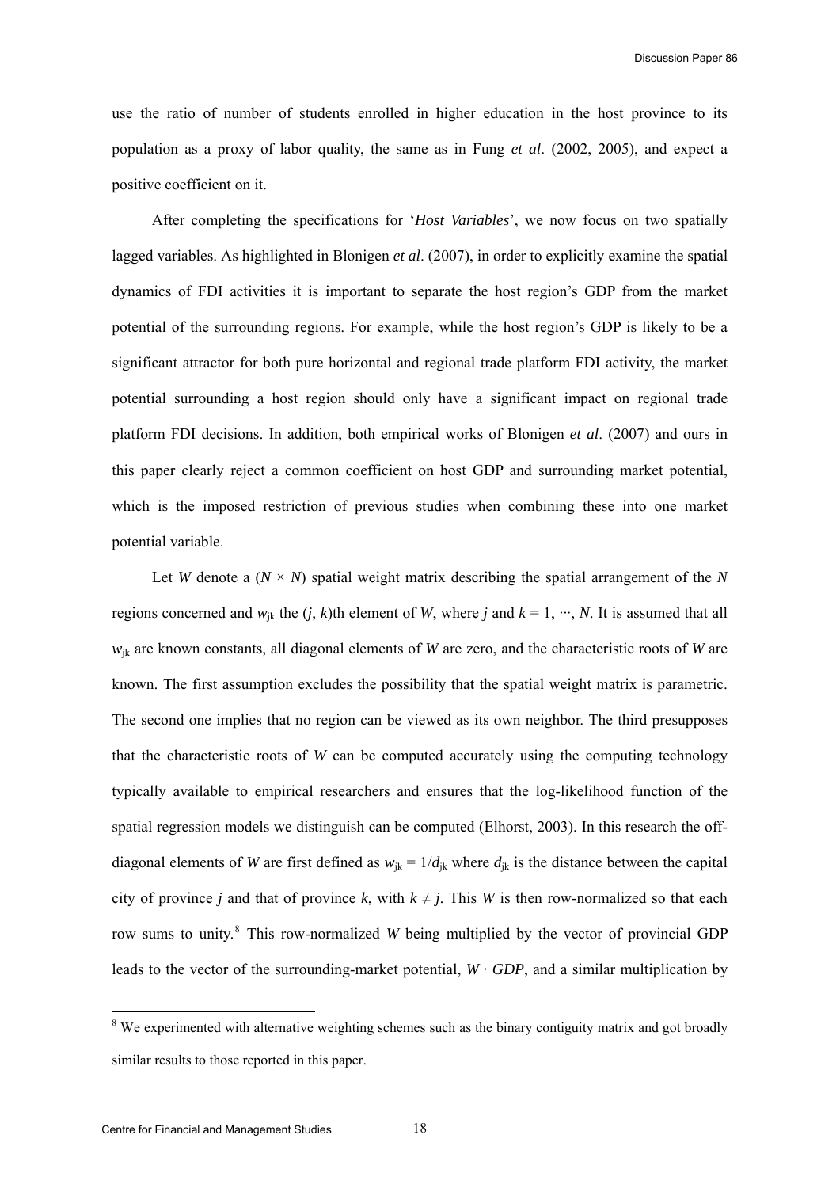use the ratio of number of students enrolled in higher education in the host province to its population as a proxy of labor quality, the same as in Fung *et al*. (2002, 2005), and expect a positive coefficient on it.

After completing the specifications for '*Host Variables*', we now focus on two spatially lagged variables. As highlighted in Blonigen *et al*. (2007), in order to explicitly examine the spatial dynamics of FDI activities it is important to separate the host region's GDP from the market potential of the surrounding regions. For example, while the host region's GDP is likely to be a significant attractor for both pure horizontal and regional trade platform FDI activity, the market potential surrounding a host region should only have a significant impact on regional trade platform FDI decisions. In addition, both empirical works of Blonigen *et al*. (2007) and ours in this paper clearly reject a common coefficient on host GDP and surrounding market potential, which is the imposed restriction of previous studies when combining these into one market potential variable.

Let $W$ denote a $(N \times N)$ spatial weight matrix describing the spatial arrangement of the $N$ regions concerned and $w_{jk}$ the $(j, k)$th element of $W$, where $j$ and $k = 1, \cdots, N$. It is assumed that all $w_{jk}$ are known constants, all diagonal elements of $W$ are zero, and the characteristic roots of $W$ are known. The first assumption excludes the possibility that the spatial weight matrix is parametric. The second one implies that no region can be viewed as its own neighbor. The third presupposes that the characteristic roots of $W$ can be computed accurately using the computing technology typically available to empirical researchers and ensures that the log-likelihood function of the spatial regression models we distinguish can be computed (Elhorst, 2003). In this research the off-diagonal elements of $W$ are first defined as $w_{jk} = 1/d_{jk}$ where $d_{jk}$ is the distance between the capital city of province $j$ and that of province $k$, with $k \neq j$. This $W$ is then row-normalized so that each row sums to unity.[8] This row-normalized $W$ being multiplied by the vector of provincial GDP leads to the vector of the surrounding-market potential, $W \cdot GDP$, and a similar multiplication by

[8] We experimented with alternative weighting schemes such as the binary contiguity matrix and got broadly similar results to those reported in this paper.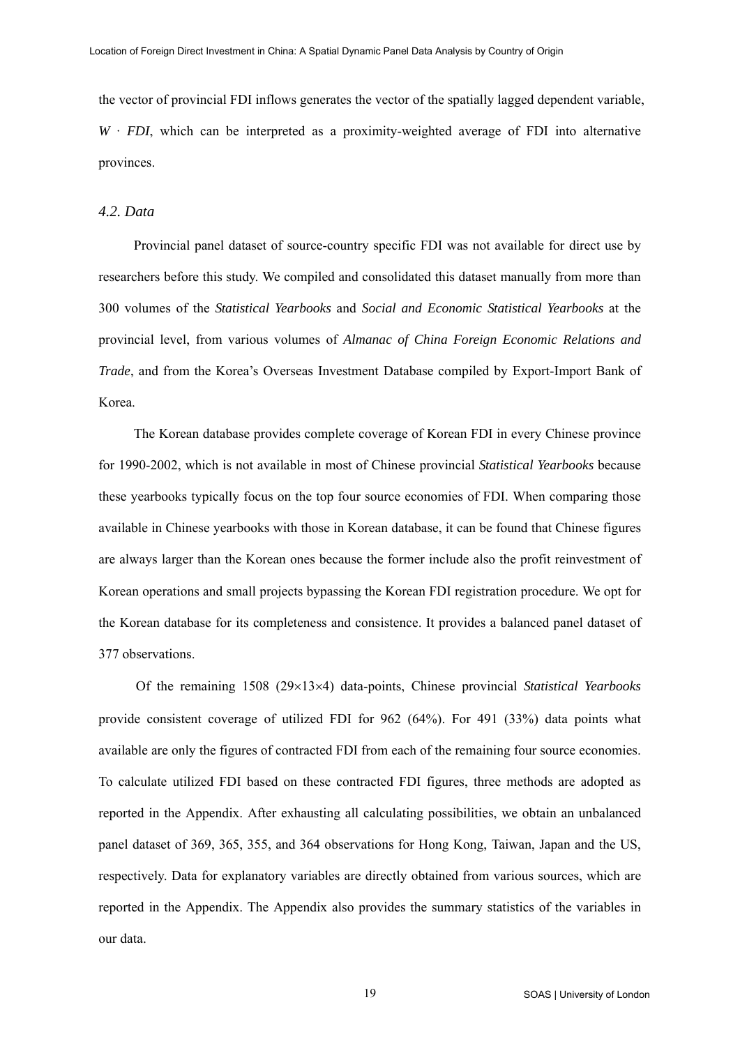the vector of provincial FDI inflows generates the vector of the spatially lagged dependent variable, $W \cdot FDI$, which can be interpreted as a proximity-weighted average of FDI into alternative provinces.

### *4.2. Data*

Provincial panel dataset of source-country specific FDI was not available for direct use by researchers before this study. We compiled and consolidated this dataset manually from more than 300 volumes of the *Statistical Yearbooks* and *Social and Economic Statistical Yearbooks* at the provincial level, from various volumes of *Almanac of China Foreign Economic Relations and Trade*, and from the Korea's Overseas Investment Database compiled by Export-Import Bank of Korea.

The Korean database provides complete coverage of Korean FDI in every Chinese province for 1990-2002, which is not available in most of Chinese provincial *Statistical Yearbooks* because these yearbooks typically focus on the top four source economies of FDI. When comparing those available in Chinese yearbooks with those in Korean database, it can be found that Chinese figures are always larger than the Korean ones because the former include also the profit reinvestment of Korean operations and small projects bypassing the Korean FDI registration procedure. We opt for the Korean database for its completeness and consistence. It provides a balanced panel dataset of 377 observations.

Of the remaining 1508 ($29\times13\times4$) data-points, Chinese provincial *Statistical Yearbooks* provide consistent coverage of utilized FDI for 962 (64%). For 491 (33%) data points what available are only the figures of contracted FDI from each of the remaining four source economies. To calculate utilized FDI based on these contracted FDI figures, three methods are adopted as reported in the Appendix. After exhausting all calculating possibilities, we obtain an unbalanced panel dataset of 369, 365, 355, and 364 observations for Hong Kong, Taiwan, Japan and the US, respectively. Data for explanatory variables are directly obtained from various sources, which are reported in the Appendix. The Appendix also provides the summary statistics of the variables in our data.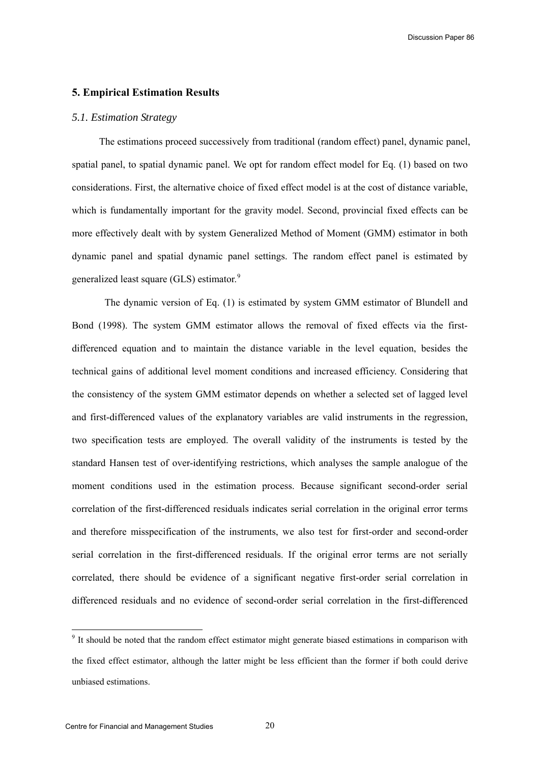## 5. Empirical Estimation Results

### *5.1. Estimation Strategy*

The estimations proceed successively from traditional (random effect) panel, dynamic panel, spatial panel, to spatial dynamic panel. We opt for random effect model for Eq. (1) based on two considerations. First, the alternative choice of fixed effect model is at the cost of distance variable, which is fundamentally important for the gravity model. Second, provincial fixed effects can be more effectively dealt with by system Generalized Method of Moment (GMM) estimator in both dynamic panel and spatial dynamic panel settings. The random effect panel is estimated by generalized least square (GLS) estimator.[9]

The dynamic version of Eq. (1) is estimated by system GMM estimator of Blundell and Bond (1998). The system GMM estimator allows the removal of fixed effects via the first-differenced equation and to maintain the distance variable in the level equation, besides the technical gains of additional level moment conditions and increased efficiency. Considering that the consistency of the system GMM estimator depends on whether a selected set of lagged level and first-differenced values of the explanatory variables are valid instruments in the regression, two specification tests are employed. The overall validity of the instruments is tested by the standard Hansen test of over-identifying restrictions, which analyses the sample analogue of the moment conditions used in the estimation process. Because significant second-order serial correlation of the first-differenced residuals indicates serial correlation in the original error terms and therefore misspecification of the instruments, we also test for first-order and second-order serial correlation in the first-differenced residuals. If the original error terms are not serially correlated, there should be evidence of a significant negative first-order serial correlation in differenced residuals and no evidence of second-order serial correlation in the first-differenced

[9] It should be noted that the random effect estimator might generate biased estimations in comparison with the fixed effect estimator, although the latter might be less efficient than the former if both could derive unbiased estimations.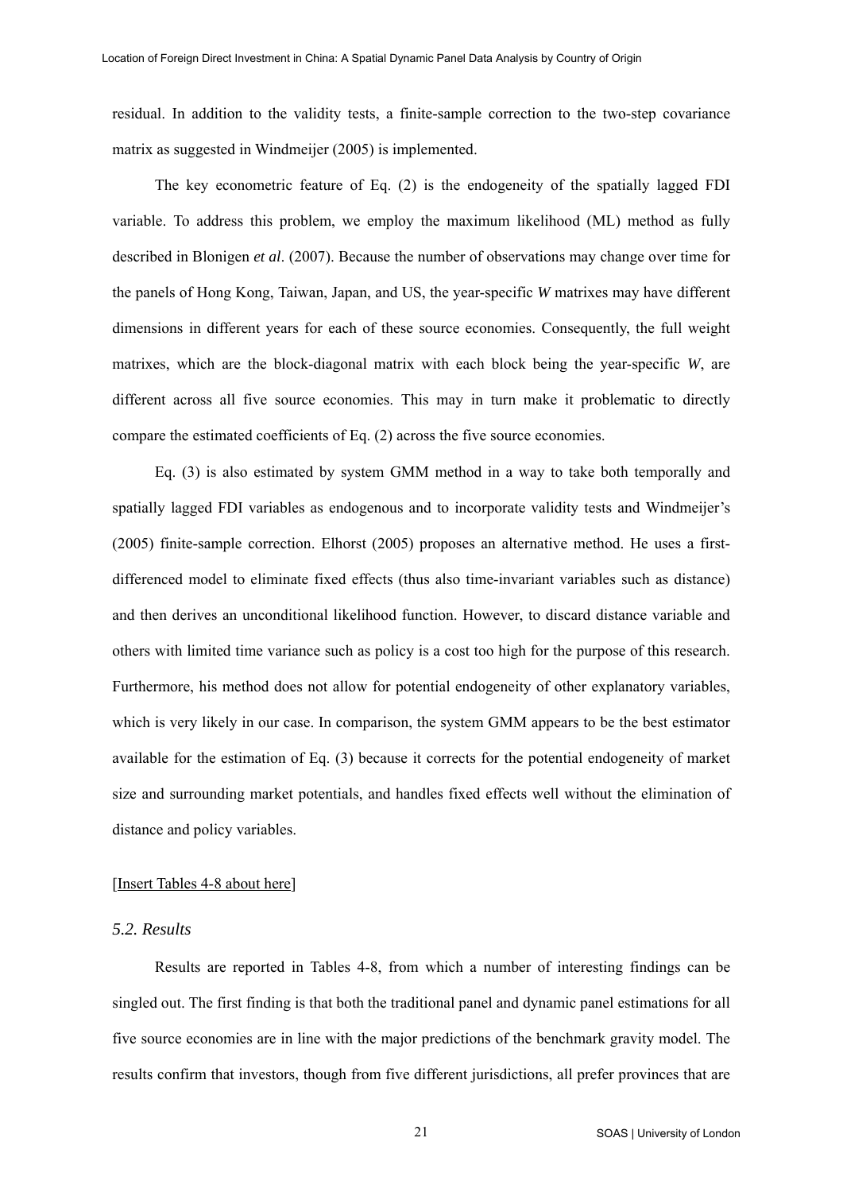residual. In addition to the validity tests, a finite-sample correction to the two-step covariance matrix as suggested in Windmeijer (2005) is implemented.

The key econometric feature of Eq. (2) is the endogeneity of the spatially lagged FDI variable. To address this problem, we employ the maximum likelihood (ML) method as fully described in Blonigen *et al*. (2007). Because the number of observations may change over time for the panels of Hong Kong, Taiwan, Japan, and US, the year-specific *W* matrixes may have different dimensions in different years for each of these source economies. Consequently, the full weight matrixes, which are the block-diagonal matrix with each block being the year-specific *W*, are different across all five source economies. This may in turn make it problematic to directly compare the estimated coefficients of Eq. (2) across the five source economies.

Eq. (3) is also estimated by system GMM method in a way to take both temporally and spatially lagged FDI variables as endogenous and to incorporate validity tests and Windmeijer's (2005) finite-sample correction. Elhorst (2005) proposes an alternative method. He uses a first-differenced model to eliminate fixed effects (thus also time-invariant variables such as distance) and then derives an unconditional likelihood function. However, to discard distance variable and others with limited time variance such as policy is a cost too high for the purpose of this research. Furthermore, his method does not allow for potential endogeneity of other explanatory variables, which is very likely in our case. In comparison, the system GMM appears to be the best estimator available for the estimation of Eq. (3) because it corrects for the potential endogeneity of market size and surrounding market potentials, and handles fixed effects well without the elimination of distance and policy variables.

[Insert Tables 4-8 about here]

### *5.2. Results*

Results are reported in Tables 4-8, from which a number of interesting findings can be singled out. The first finding is that both the traditional panel and dynamic panel estimations for all five source economies are in line with the major predictions of the benchmark gravity model. The results confirm that investors, though from five different jurisdictions, all prefer provinces that are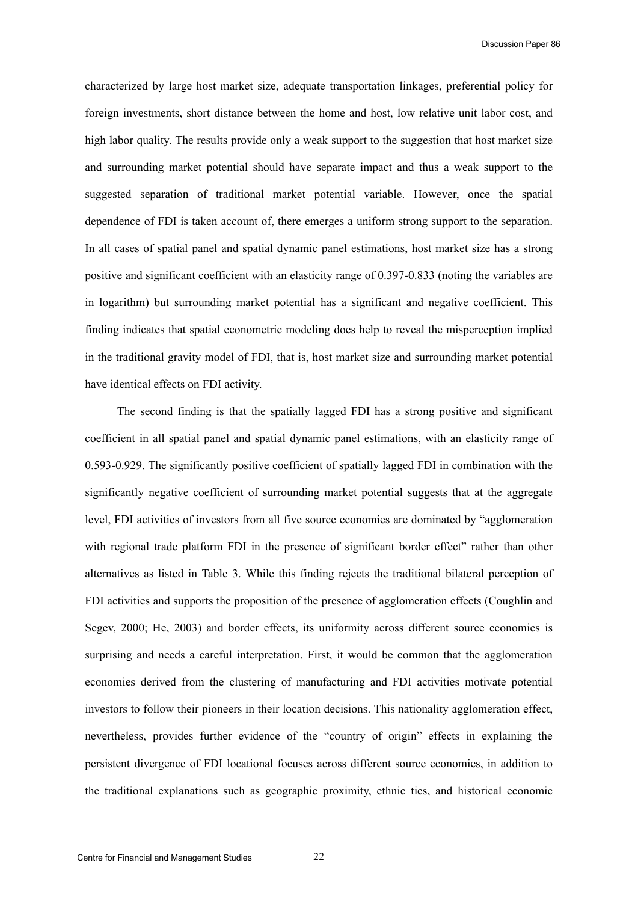characterized by large host market size, adequate transportation linkages, preferential policy for foreign investments, short distance between the home and host, low relative unit labor cost, and high labor quality. The results provide only a weak support to the suggestion that host market size and surrounding market potential should have separate impact and thus a weak support to the suggested separation of traditional market potential variable. However, once the spatial dependence of FDI is taken account of, there emerges a uniform strong support to the separation. In all cases of spatial panel and spatial dynamic panel estimations, host market size has a strong positive and significant coefficient with an elasticity range of 0.397-0.833 (noting the variables are in logarithm) but surrounding market potential has a significant and negative coefficient. This finding indicates that spatial econometric modeling does help to reveal the misperception implied in the traditional gravity model of FDI, that is, host market size and surrounding market potential have identical effects on FDI activity.

The second finding is that the spatially lagged FDI has a strong positive and significant coefficient in all spatial panel and spatial dynamic panel estimations, with an elasticity range of 0.593-0.929. The significantly positive coefficient of spatially lagged FDI in combination with the significantly negative coefficient of surrounding market potential suggests that at the aggregate level, FDI activities of investors from all five source economies are dominated by "agglomeration with regional trade platform FDI in the presence of significant border effect" rather than other alternatives as listed in Table 3. While this finding rejects the traditional bilateral perception of FDI activities and supports the proposition of the presence of agglomeration effects (Coughlin and Segev, 2000; He, 2003) and border effects, its uniformity across different source economies is surprising and needs a careful interpretation. First, it would be common that the agglomeration economies derived from the clustering of manufacturing and FDI activities motivate potential investors to follow their pioneers in their location decisions. This nationality agglomeration effect, nevertheless, provides further evidence of the "country of origin" effects in explaining the persistent divergence of FDI locational focuses across different source economies, in addition to the traditional explanations such as geographic proximity, ethnic ties, and historical economic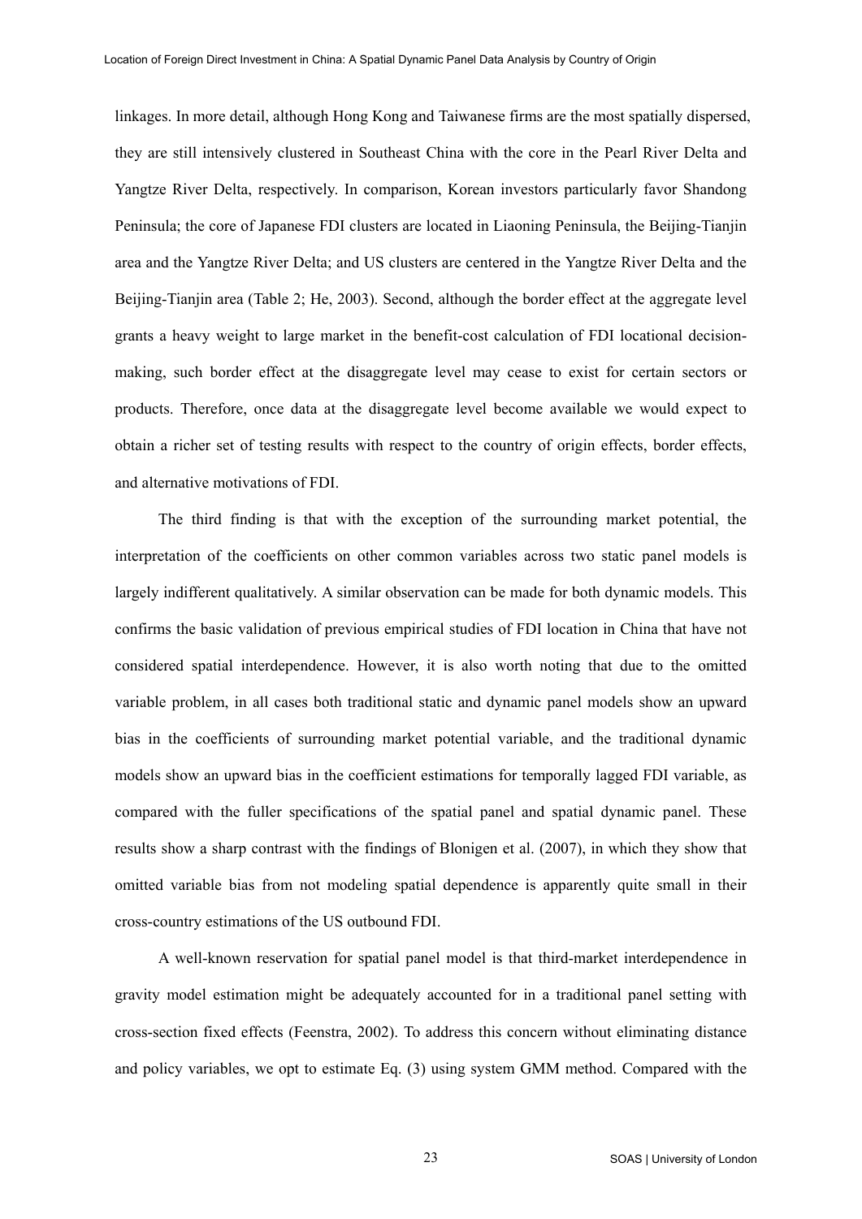linkages. In more detail, although Hong Kong and Taiwanese firms are the most spatially dispersed, they are still intensively clustered in Southeast China with the core in the Pearl River Delta and Yangtze River Delta, respectively. In comparison, Korean investors particularly favor Shandong Peninsula; the core of Japanese FDI clusters are located in Liaoning Peninsula, the Beijing-Tianjin area and the Yangtze River Delta; and US clusters are centered in the Yangtze River Delta and the Beijing-Tianjin area (Table 2; He, 2003). Second, although the border effect at the aggregate level grants a heavy weight to large market in the benefit-cost calculation of FDI locational decision-making, such border effect at the disaggregate level may cease to exist for certain sectors or products. Therefore, once data at the disaggregate level become available we would expect to obtain a richer set of testing results with respect to the country of origin effects, border effects, and alternative motivations of FDI.

The third finding is that with the exception of the surrounding market potential, the interpretation of the coefficients on other common variables across two static panel models is largely indifferent qualitatively. A similar observation can be made for both dynamic models. This confirms the basic validation of previous empirical studies of FDI location in China that have not considered spatial interdependence. However, it is also worth noting that due to the omitted variable problem, in all cases both traditional static and dynamic panel models show an upward bias in the coefficients of surrounding market potential variable, and the traditional dynamic models show an upward bias in the coefficient estimations for temporally lagged FDI variable, as compared with the fuller specifications of the spatial panel and spatial dynamic panel. These results show a sharp contrast with the findings of Blonigen et al. (2007), in which they show that omitted variable bias from not modeling spatial dependence is apparently quite small in their cross-country estimations of the US outbound FDI.

A well-known reservation for spatial panel model is that third-market interdependence in gravity model estimation might be adequately accounted for in a traditional panel setting with cross-section fixed effects (Feenstra, 2002). To address this concern without eliminating distance and policy variables, we opt to estimate Eq. (3) using system GMM method. Compared with the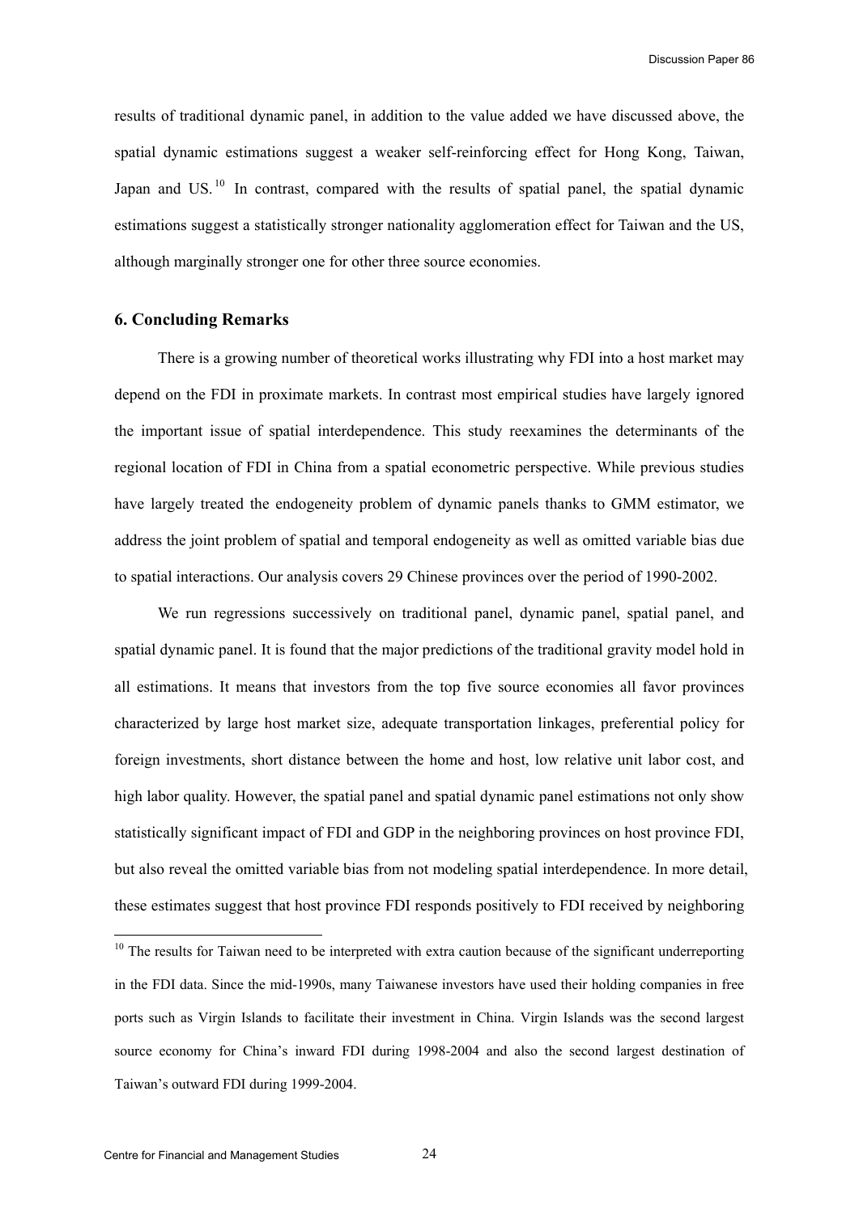results of traditional dynamic panel, in addition to the value added we have discussed above, the spatial dynamic estimations suggest a weaker self-reinforcing effect for Hong Kong, Taiwan, Japan and US.[10] In contrast, compared with the results of spatial panel, the spatial dynamic estimations suggest a statistically stronger nationality agglomeration effect for Taiwan and the US, although marginally stronger one for other three source economies.

## 6. Concluding Remarks

There is a growing number of theoretical works illustrating why FDI into a host market may depend on the FDI in proximate markets. In contrast most empirical studies have largely ignored the important issue of spatial interdependence. This study reexamines the determinants of the regional location of FDI in China from a spatial econometric perspective. While previous studies have largely treated the endogeneity problem of dynamic panels thanks to GMM estimator, we address the joint problem of spatial and temporal endogeneity as well as omitted variable bias due to spatial interactions. Our analysis covers 29 Chinese provinces over the period of 1990-2002.

We run regressions successively on traditional panel, dynamic panel, spatial panel, and spatial dynamic panel. It is found that the major predictions of the traditional gravity model hold in all estimations. It means that investors from the top five source economies all favor provinces characterized by large host market size, adequate transportation linkages, preferential policy for foreign investments, short distance between the home and host, low relative unit labor cost, and high labor quality. However, the spatial panel and spatial dynamic panel estimations not only show statistically significant impact of FDI and GDP in the neighboring provinces on host province FDI, but also reveal the omitted variable bias from not modeling spatial interdependence. In more detail, these estimates suggest that host province FDI responds positively to FDI received by neighboring

---

[10] The results for Taiwan need to be interpreted with extra caution because of the significant underreporting in the FDI data. Since the mid-1990s, many Taiwanese investors have used their holding companies in free ports such as Virgin Islands to facilitate their investment in China. Virgin Islands was the second largest source economy for China's inward FDI during 1998-2004 and also the second largest destination of Taiwan's outward FDI during 1999-2004.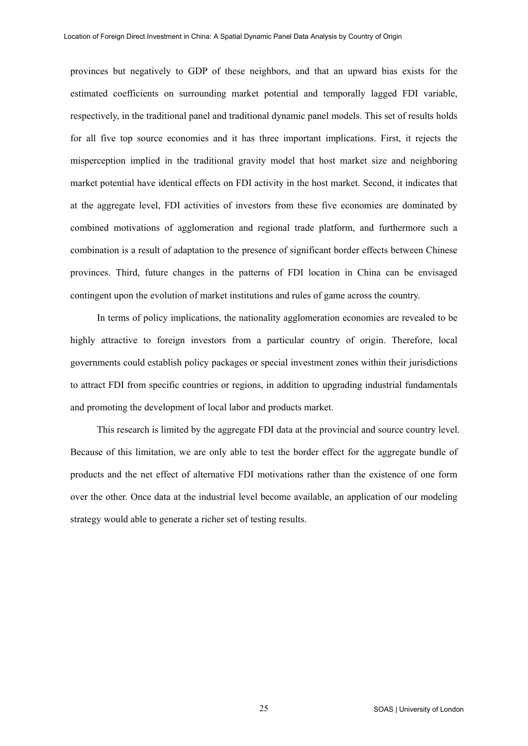provinces but negatively to GDP of these neighbors, and that an upward bias exists for the estimated coefficients on surrounding market potential and temporally lagged FDI variable, respectively, in the traditional panel and traditional dynamic panel models. This set of results holds for all five top source economies and it has three important implications. First, it rejects the misperception implied in the traditional gravity model that host market size and neighboring market potential have identical effects on FDI activity in the host market. Second, it indicates that at the aggregate level, FDI activities of investors from these five economies are dominated by combined motivations of agglomeration and regional trade platform, and furthermore such a combination is a result of adaptation to the presence of significant border effects between Chinese provinces. Third, future changes in the patterns of FDI location in China can be envisaged contingent upon the evolution of market institutions and rules of game across the country.

In terms of policy implications, the nationality agglomeration economies are revealed to be highly attractive to foreign investors from a particular country of origin. Therefore, local governments could establish policy packages or special investment zones within their jurisdictions to attract FDI from specific countries or regions, in addition to upgrading industrial fundamentals and promoting the development of local labor and products market.

This research is limited by the aggregate FDI data at the provincial and source country level. Because of this limitation, we are only able to test the border effect for the aggregate bundle of products and the net effect of alternative FDI motivations rather than the existence of one form over the other. Once data at the industrial level become available, an application of our modeling strategy would able to generate a richer set of testing results.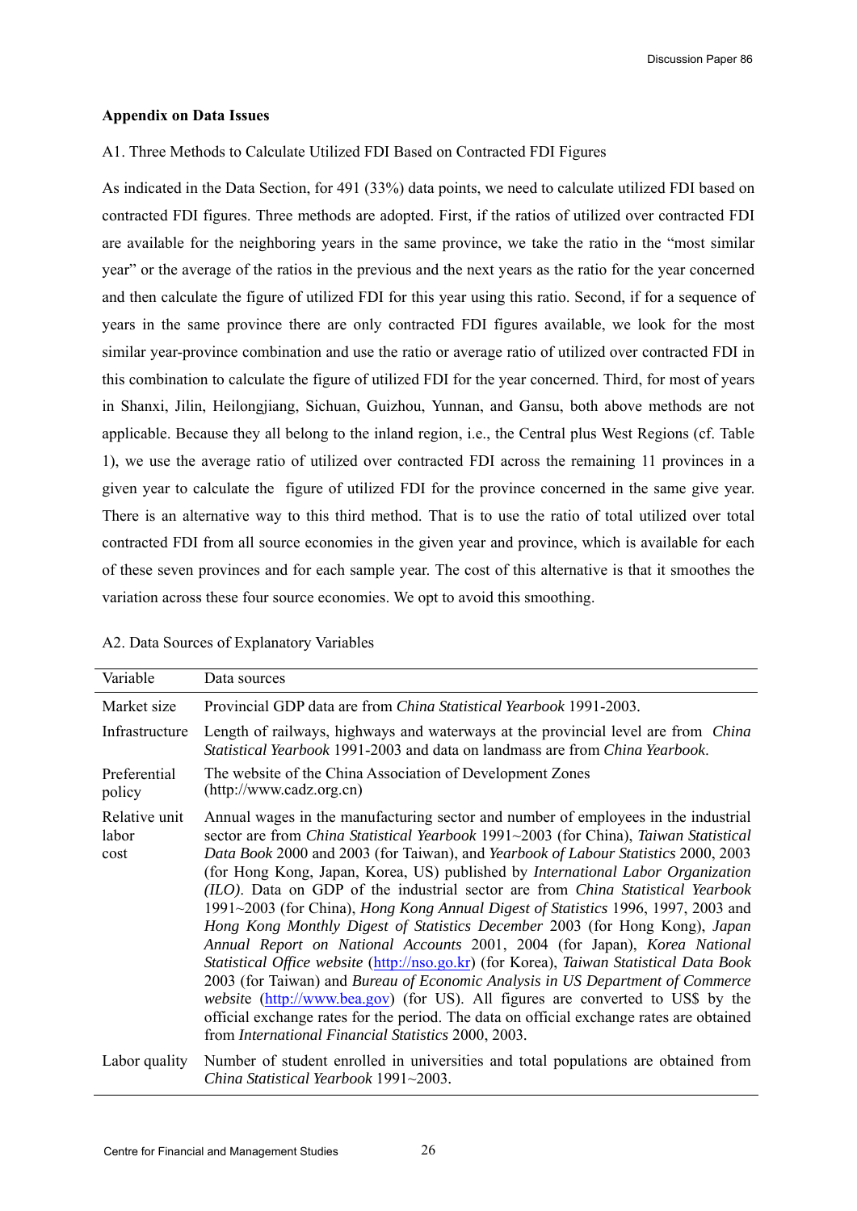**Appendix on Data Issues**

A1. Three Methods to Calculate Utilized FDI Based on Contracted FDI Figures

As indicated in the Data Section, for 491 (33%) data points, we need to calculate utilized FDI based on contracted FDI figures. Three methods are adopted. First, if the ratios of utilized over contracted FDI are available for the neighboring years in the same province, we take the ratio in the "most similar year" or the average of the ratios in the previous and the next years as the ratio for the year concerned and then calculate the figure of utilized FDI for this year using this ratio. Second, if for a sequence of years in the same province there are only contracted FDI figures available, we look for the most similar year-province combination and use the ratio or average ratio of utilized over contracted FDI in this combination to calculate the figure of utilized FDI for the year concerned. Third, for most of years in Shanxi, Jilin, Heilongjiang, Sichuan, Guizhou, Yunnan, and Gansu, both above methods are not applicable. Because they all belong to the inland region, i.e., the Central plus West Regions (cf. Table 1), we use the average ratio of utilized over contracted FDI across the remaining 11 provinces in a given year to calculate the figure of utilized FDI for the province concerned in the same give year. There is an alternative way to this third method. That is to use the ratio of total utilized over total contracted FDI from all source economies in the given year and province, which is available for each of these seven provinces and for each sample year. The cost of this alternative is that it smoothes the variation across these four source economies. We opt to avoid this smoothing.

A2. Data Sources of Explanatory Variables

| Variable | Data sources |
|---|---|
| Market size | Provincial GDP data are from *China Statistical Yearbook* 1991-2003. |
| Infrastructure | Length of railways, highways and waterways at the provincial level are from *China Statistical Yearbook* 1991-2003 and data on landmass are from *China Yearbook*. |
| Preferential policy | The website of the China Association of Development Zones (http://www.cadz.org.cn) |
| Relative unit labor cost | Annual wages in the manufacturing sector and number of employees in the industrial sector are from *China Statistical Yearbook* 1991~2003 (for China), *Taiwan Statistical Data Book* 2000 and 2003 (for Taiwan), and *Yearbook of Labour Statistics* 2000, 2003 (for Hong Kong, Japan, Korea, US) published by *International Labor Organization (ILO)*. Data on GDP of the industrial sector are from *China Statistical Yearbook* 1991~2003 (for China), *Hong Kong Annual Digest of Statistics* 1996, 1997, 2003 and *Hong Kong Monthly Digest of Statistics December* 2003 (for Hong Kong), *Japan Annual Report on National Accounts* 2001, 2004 (for Japan), *Korea National Statistical Office website* (http://nso.go.kr) (for Korea), *Taiwan Statistical Data Book* 2003 (for Taiwan) and *Bureau of Economic Analysis in US Department of Commerce website* (http://www.bea.gov) (for US). All figures are converted to US$ by the official exchange rates for the period. The data on official exchange rates are obtained from *International Financial Statistics* 2000, 2003. |
| Labor quality | Number of student enrolled in universities and total populations are obtained from *China Statistical Yearbook* 1991~2003. |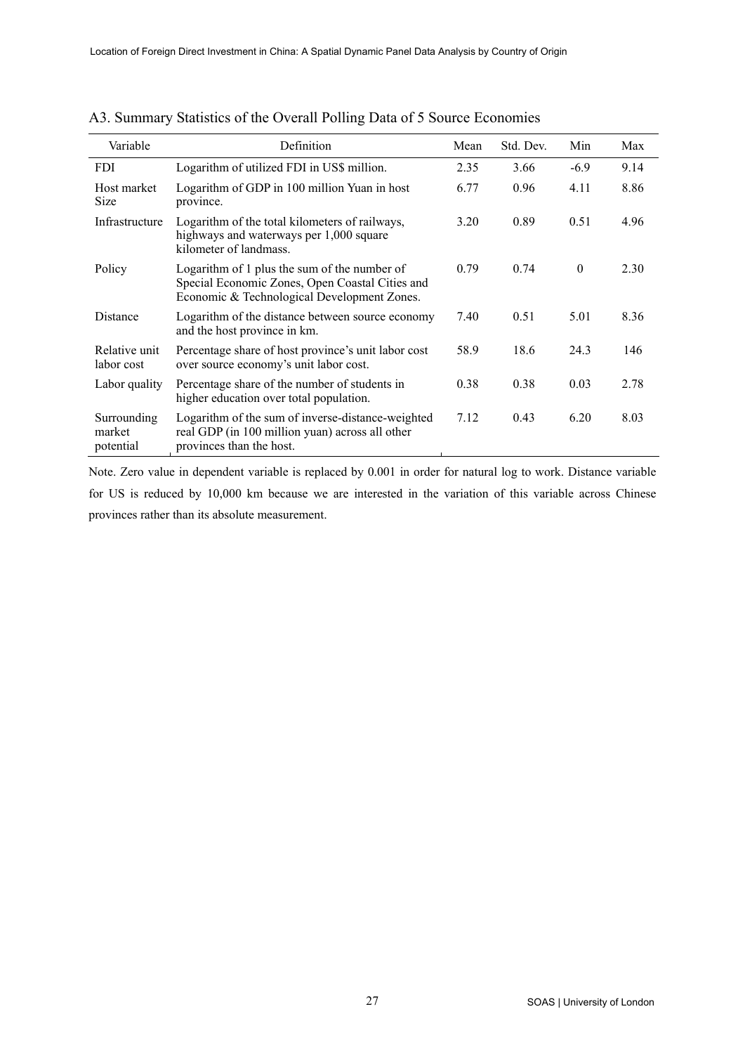A3. Summary Statistics of the Overall Polling Data of 5 Source Economies

| Variable | Definition | Mean | Std. Dev. | Min | Max |
|---|---|---|---|---|---|
| FDI | Logarithm of utilized FDI in US$ million. | 2.35 | 3.66 | -6.9 | 9.14 |
| Host market Size | Logarithm of GDP in 100 million Yuan in host province. | 6.77 | 0.96 | 4.11 | 8.86 |
| Infrastructure | Logarithm of the total kilometers of railways, highways and waterways per 1,000 square kilometer of landmass. | 3.20 | 0.89 | 0.51 | 4.96 |
| Policy | Logarithm of 1 plus the sum of the number of Special Economic Zones, Open Coastal Cities and Economic & Technological Development Zones. | 0.79 | 0.74 | 0 | 2.30 |
| Distance | Logarithm of the distance between source economy and the host province in km. | 7.40 | 0.51 | 5.01 | 8.36 |
| Relative unit labor cost | Percentage share of host province's unit labor cost over source economy's unit labor cost. | 58.9 | 18.6 | 24.3 | 146 |
| Labor quality | Percentage share of the number of students in higher education over total population. | 0.38 | 0.38 | 0.03 | 2.78 |
| Surrounding market potential | Logarithm of the sum of inverse-distance-weighted real GDP (in 100 million yuan) across all other provinces than the host. | 7.12 | 0.43 | 6.20 | 8.03 |

Note. Zero value in dependent variable is replaced by 0.001 in order for natural log to work. Distance variable for US is reduced by 10,000 km because we are interested in the variation of this variable across Chinese provinces rather than its absolute measurement.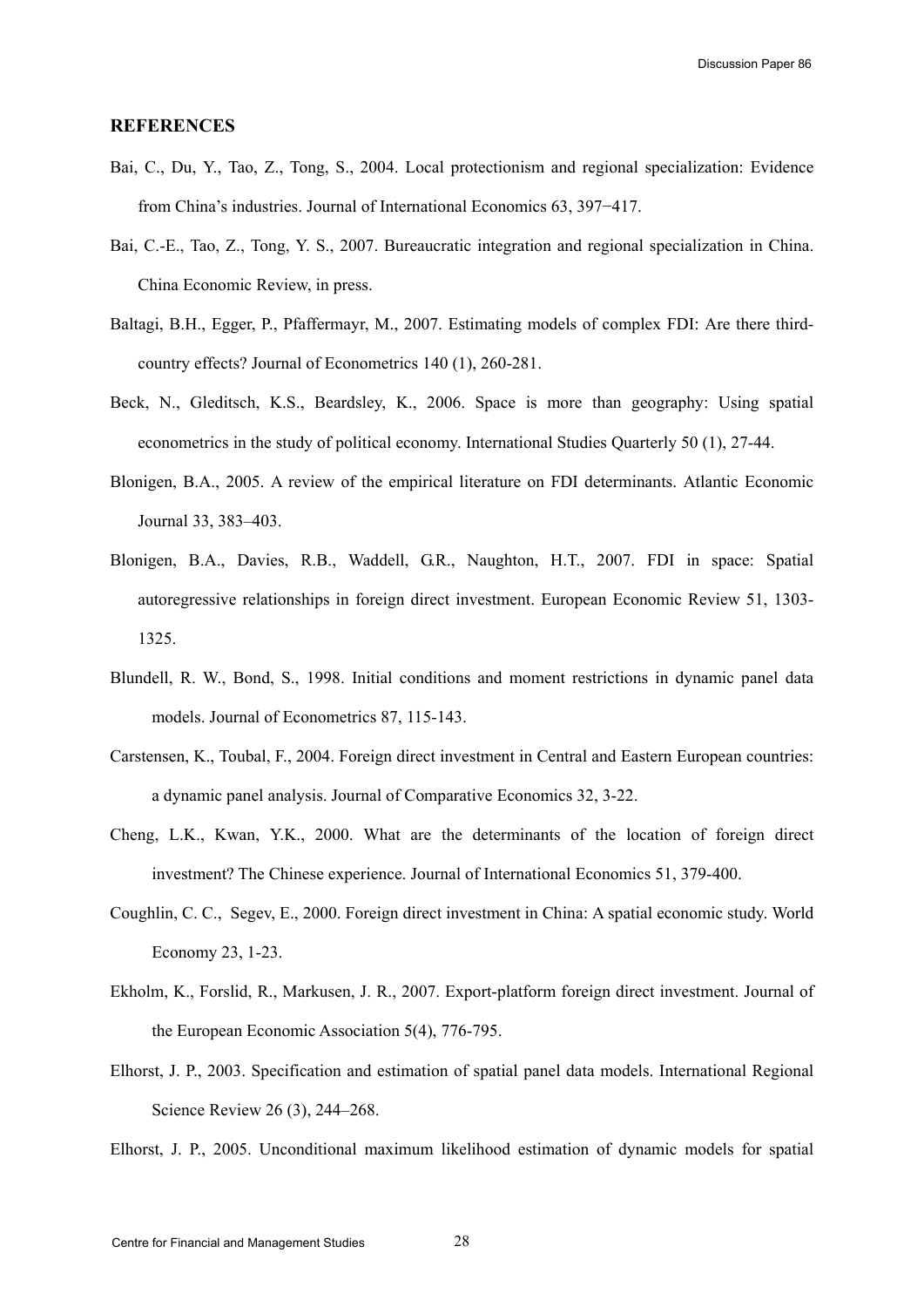## REFERENCES

Bai, C., Du, Y., Tao, Z., Tong, S., 2004. Local protectionism and regional specialization: Evidence from China's industries. Journal of International Economics 63, 397−417.

Bai, C.-E., Tao, Z., Tong, Y. S., 2007. Bureaucratic integration and regional specialization in China. China Economic Review, in press.

Baltagi, B.H., Egger, P., Pfaffermayr, M., 2007. Estimating models of complex FDI: Are there third-country effects? Journal of Econometrics 140 (1), 260-281.

Beck, N., Gleditsch, K.S., Beardsley, K., 2006. Space is more than geography: Using spatial econometrics in the study of political economy. International Studies Quarterly 50 (1), 27-44.

Blonigen, B.A., 2005. A review of the empirical literature on FDI determinants. Atlantic Economic Journal 33, 383–403.

Blonigen, B.A., Davies, R.B., Waddell, G.R., Naughton, H.T., 2007. FDI in space: Spatial autoregressive relationships in foreign direct investment. European Economic Review 51, 1303-1325.

Blundell, R. W., Bond, S., 1998. Initial conditions and moment restrictions in dynamic panel data models. Journal of Econometrics 87, 115-143.

Carstensen, K., Toubal, F., 2004. Foreign direct investment in Central and Eastern European countries: a dynamic panel analysis. Journal of Comparative Economics 32, 3-22.

Cheng, L.K., Kwan, Y.K., 2000. What are the determinants of the location of foreign direct investment? The Chinese experience. Journal of International Economics 51, 379-400.

Coughlin, C. C., Segev, E., 2000. Foreign direct investment in China: A spatial economic study. World Economy 23, 1-23.

Ekholm, K., Forslid, R., Markusen, J. R., 2007. Export-platform foreign direct investment. Journal of the European Economic Association 5(4), 776-795.

Elhorst, J. P., 2003. Specification and estimation of spatial panel data models. International Regional Science Review 26 (3), 244–268.

Elhorst, J. P., 2005. Unconditional maximum likelihood estimation of dynamic models for spatial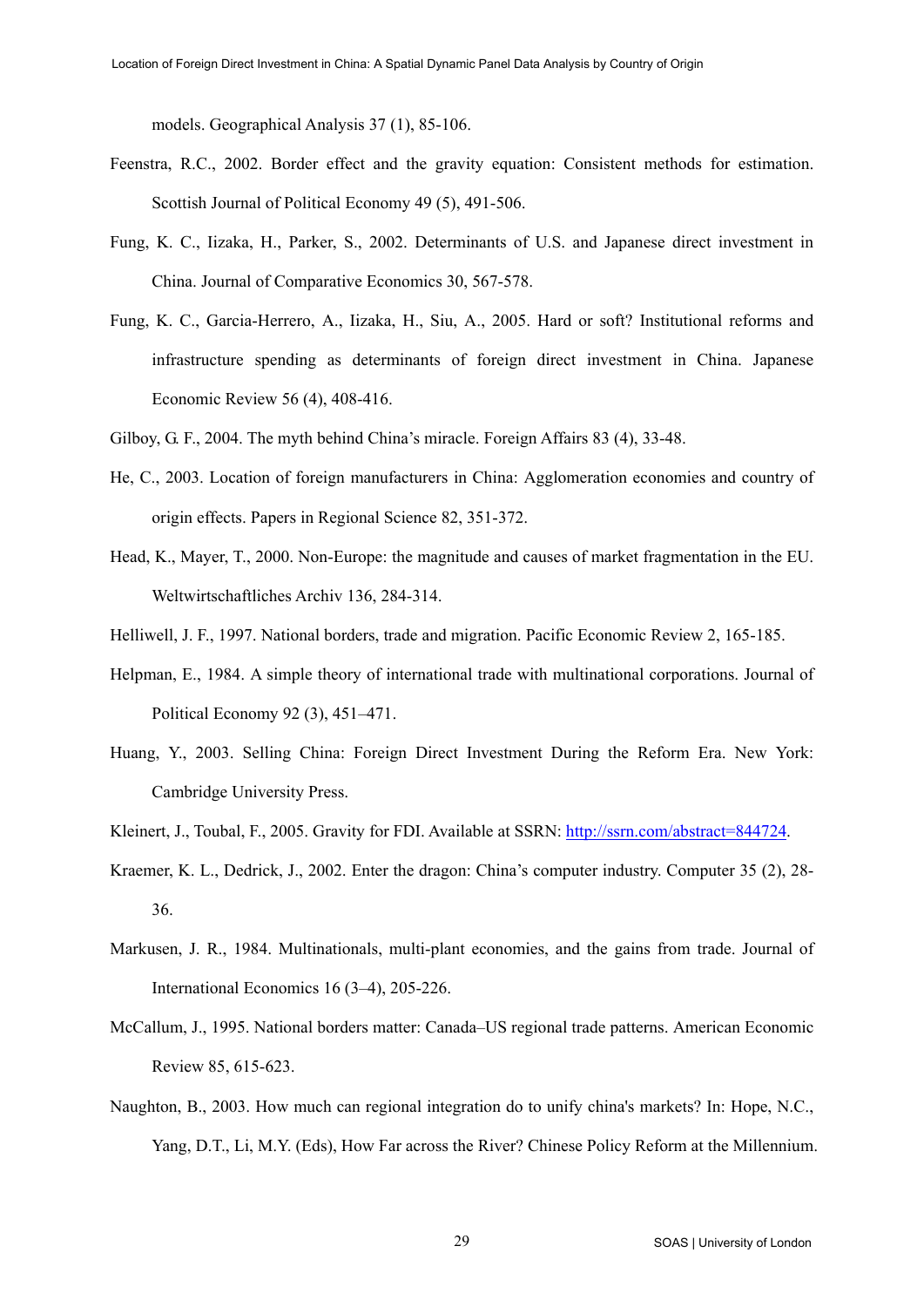models. Geographical Analysis 37 (1), 85-106.

Feenstra, R.C., 2002. Border effect and the gravity equation: Consistent methods for estimation. Scottish Journal of Political Economy 49 (5), 491-506.

Fung, K. C., Iizaka, H., Parker, S., 2002. Determinants of U.S. and Japanese direct investment in China. Journal of Comparative Economics 30, 567-578.

Fung, K. C., Garcia-Herrero, A., Iizaka, H., Siu, A., 2005. Hard or soft? Institutional reforms and infrastructure spending as determinants of foreign direct investment in China. Japanese Economic Review 56 (4), 408-416.

Gilboy, G. F., 2004. The myth behind China's miracle. Foreign Affairs 83 (4), 33-48.

He, C., 2003. Location of foreign manufacturers in China: Agglomeration economies and country of origin effects. Papers in Regional Science 82, 351-372.

Head, K., Mayer, T., 2000. Non-Europe: the magnitude and causes of market fragmentation in the EU. Weltwirtschaftliches Archiv 136, 284-314.

Helliwell, J. F., 1997. National borders, trade and migration. Pacific Economic Review 2, 165-185.

Helpman, E., 1984. A simple theory of international trade with multinational corporations. Journal of Political Economy 92 (3), 451–471.

Huang, Y., 2003. Selling China: Foreign Direct Investment During the Reform Era. New York: Cambridge University Press.

Kleinert, J., Toubal, F., 2005. Gravity for FDI. Available at SSRN: http://ssrn.com/abstract=844724.

Kraemer, K. L., Dedrick, J., 2002. Enter the dragon: China's computer industry. Computer 35 (2), 28-36.

Markusen, J. R., 1984. Multinationals, multi-plant economies, and the gains from trade. Journal of International Economics 16 (3–4), 205-226.

McCallum, J., 1995. National borders matter: Canada–US regional trade patterns. American Economic Review 85, 615-623.

Naughton, B., 2003. How much can regional integration do to unify china's markets? In: Hope, N.C., Yang, D.T., Li, M.Y. (Eds), How Far across the River? Chinese Policy Reform at the Millennium.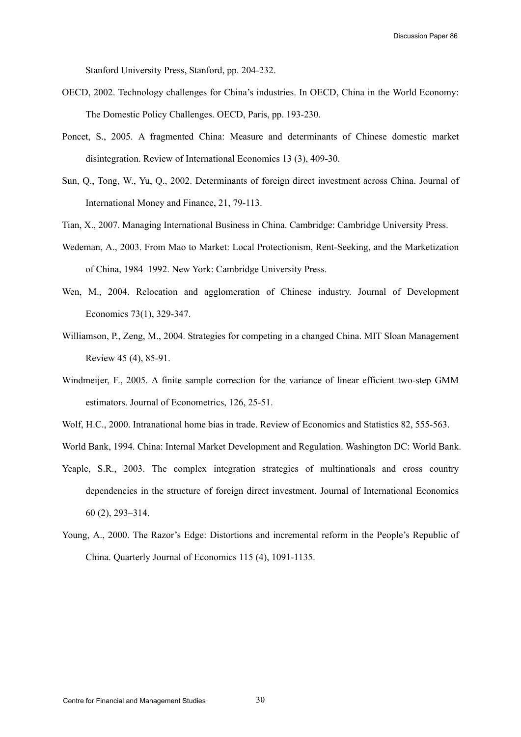Stanford University Press, Stanford, pp. 204-232.

OECD, 2002. Technology challenges for China's industries. In OECD, China in the World Economy: The Domestic Policy Challenges. OECD, Paris, pp. 193-230.

Poncet, S., 2005. A fragmented China: Measure and determinants of Chinese domestic market disintegration. Review of International Economics 13 (3), 409-30.

Sun, Q., Tong, W., Yu, Q., 2002. Determinants of foreign direct investment across China. Journal of International Money and Finance, 21, 79-113.

Tian, X., 2007. Managing International Business in China. Cambridge: Cambridge University Press.

Wedeman, A., 2003. From Mao to Market: Local Protectionism, Rent-Seeking, and the Marketization of China, 1984–1992. New York: Cambridge University Press.

Wen, M., 2004. Relocation and agglomeration of Chinese industry. Journal of Development Economics 73(1), 329-347.

Williamson, P., Zeng, M., 2004. Strategies for competing in a changed China. MIT Sloan Management Review 45 (4), 85-91.

Windmeijer, F., 2005. A finite sample correction for the variance of linear efficient two-step GMM estimators. Journal of Econometrics, 126, 25-51.

Wolf, H.C., 2000. Intranational home bias in trade. Review of Economics and Statistics 82, 555-563.

World Bank, 1994. China: Internal Market Development and Regulation. Washington DC: World Bank.

Yeaple, S.R., 2003. The complex integration strategies of multinationals and cross country dependencies in the structure of foreign direct investment. Journal of International Economics 60 (2), 293–314.

Young, A., 2000. The Razor's Edge: Distortions and incremental reform in the People's Republic of China. Quarterly Journal of Economics 115 (4), 1091-1135.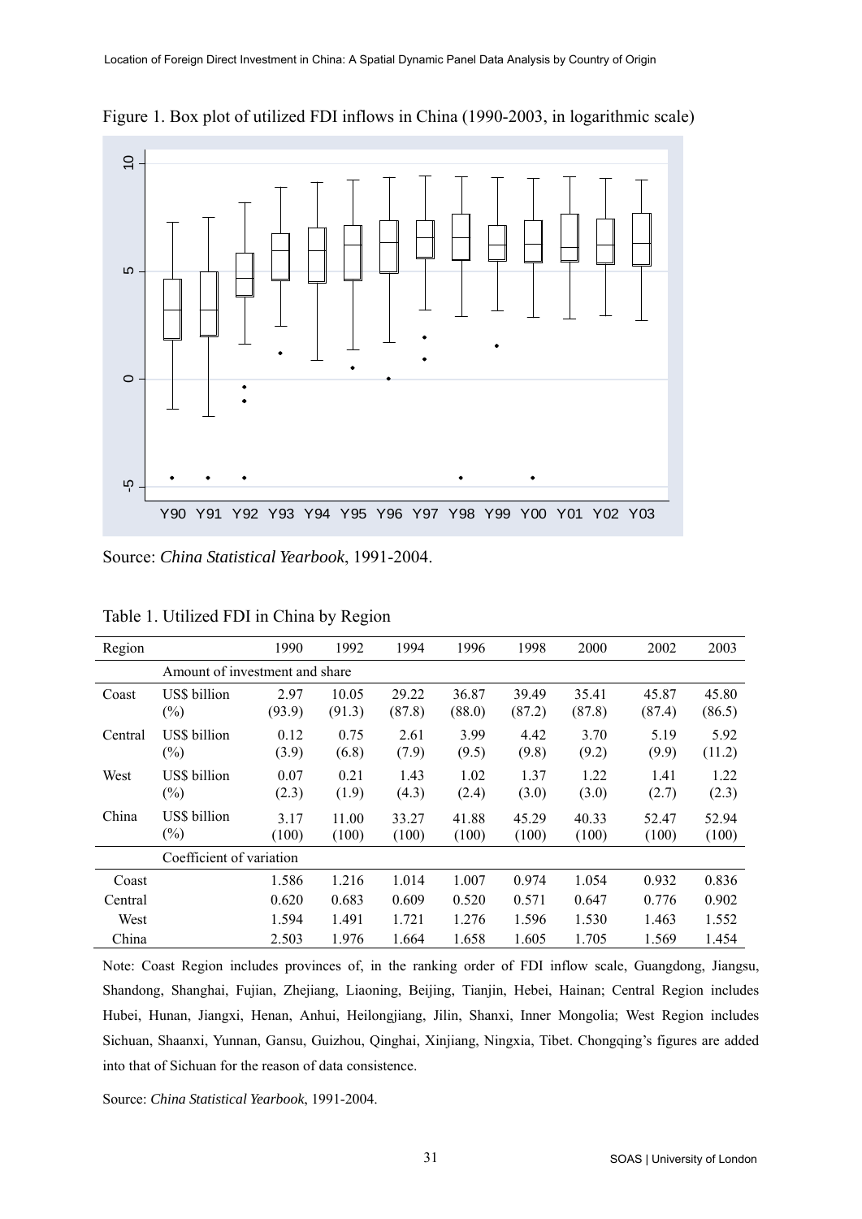Figure 1. Box plot of utilized FDI inflows in China (1990-2003, in logarithmic scale)

Source: *China Statistical Yearbook*, 1991-2004.

Table 1. Utilized FDI in China by Region

| Region | | 1990 | 1992 | 1994 | 1996 | 1998 | 2000 | 2002 | 2003 |
|---|---|---|---|---|---|---|---|---|---|
| | Amount of investment and share | | | | | | | | |
| Coast | US$ billion | 2.97 | 10.05 | 29.22 | 36.87 | 39.49 | 35.41 | 45.87 | 45.80 |
| | (%) | (93.9) | (91.3) | (87.8) | (88.0) | (87.2) | (87.8) | (87.4) | (86.5) |
| Central | US$ billion | 0.12 | 0.75 | 2.61 | 3.99 | 4.42 | 3.70 | 5.19 | 5.92 |
| | (%) | (3.9) | (6.8) | (7.9) | (9.5) | (9.8) | (9.2) | (9.9) | (11.2) |
| West | US$ billion | 0.07 | 0.21 | 1.43 | 1.02 | 1.37 | 1.22 | 1.41 | 1.22 |
| | (%) | (2.3) | (1.9) | (4.3) | (2.4) | (3.0) | (3.0) | (2.7) | (2.3) |
| China | US$ billion | 3.17 | 11.00 | 33.27 | 41.88 | 45.29 | 40.33 | 52.47 | 52.94 |
| | (%) | (100) | (100) | (100) | (100) | (100) | (100) | (100) | (100) |
| | Coefficient of variation | | | | | | | | |
| Coast | | 1.586 | 1.216 | 1.014 | 1.007 | 0.974 | 1.054 | 0.932 | 0.836 |
| Central | | 0.620 | 0.683 | 0.609 | 0.520 | 0.571 | 0.647 | 0.776 | 0.902 |
| West | | 1.594 | 1.491 | 1.721 | 1.276 | 1.596 | 1.530 | 1.463 | 1.552 |
| China | | 2.503 | 1.976 | 1.664 | 1.658 | 1.605 | 1.705 | 1.569 | 1.454 |

Note: Coast Region includes provinces of, in the ranking order of FDI inflow scale, Guangdong, Jiangsu, Shandong, Shanghai, Fujian, Zhejiang, Liaoning, Beijing, Tianjin, Hebei, Hainan; Central Region includes Hubei, Hunan, Jiangxi, Henan, Anhui, Heilongjiang, Jilin, Shanxi, Inner Mongolia; West Region includes Sichuan, Shaanxi, Yunnan, Gansu, Guizhou, Qinghai, Xinjiang, Ningxia, Tibet. Chongqing's figures are added into that of Sichuan for the reason of data consistence.

Source: *China Statistical Yearbook*, 1991-2004.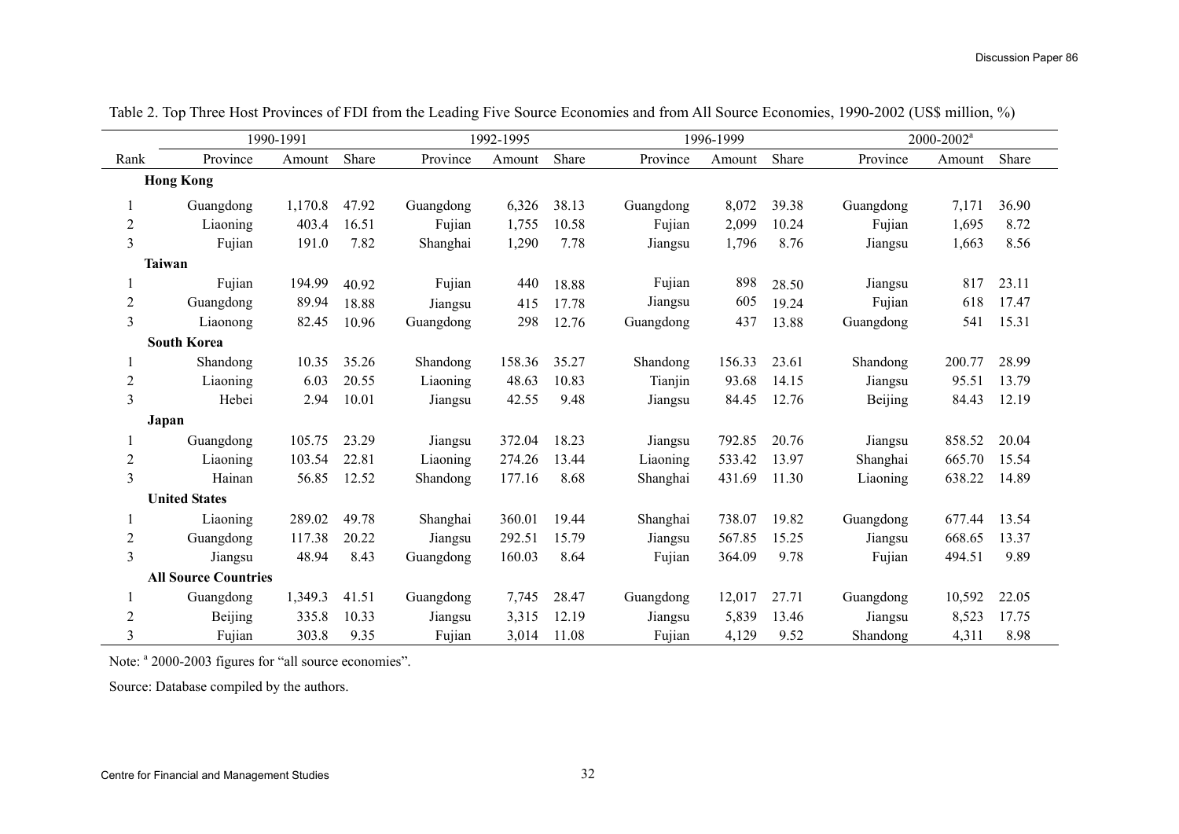Table 2. Top Three Host Provinces of FDI from the Leading Five Source Economies and from All Source Economies, 1990-2002 (US$ million, %)

| | 1990-1991 | | | 1992-1995 | | | 1996-1999 | | | 2000-2002[a] | | |
|---|---|---|---|---|---|---|---|---|---|---|---|---|
| Rank | Province | Amount | Share | Province | Amount | Share | Province | Amount | Share | Province | Amount | Share |
| **Hong Kong** | | | | | | | | | | | | |
| 1 | Guangdong | 1,170.8 | 47.92 | Guangdong | 6,326 | 38.13 | Guangdong | 8,072 | 39.38 | Guangdong | 7,171 | 36.90 |
| 2 | Liaoning | 403.4 | 16.51 | Fujian | 1,755 | 10.58 | Fujian | 2,099 | 10.24 | Fujian | 1,695 | 8.72 |
| 3 | Fujian | 191.0 | 7.82 | Shanghai | 1,290 | 7.78 | Jiangsu | 1,796 | 8.76 | Jiangsu | 1,663 | 8.56 |
| **Taiwan** | | | | | | | | | | | | |
| 1 | Fujian | 194.99 | 40.92 | Fujian | 440 | 18.88 | Fujian | 898 | 28.50 | Jiangsu | 817 | 23.11 |
| 2 | Guangdong | 89.94 | 18.88 | Jiangsu | 415 | 17.78 | Jiangsu | 605 | 19.24 | Fujian | 618 | 17.47 |
| 3 | Liaonong | 82.45 | 10.96 | Guangdong | 298 | 12.76 | Guangdong | 437 | 13.88 | Guangdong | 541 | 15.31 |
| **South Korea** | | | | | | | | | | | | |
| 1 | Shandong | 10.35 | 35.26 | Shandong | 158.36 | 35.27 | Shandong | 156.33 | 23.61 | Shandong | 200.77 | 28.99 |
| 2 | Liaoning | 6.03 | 20.55 | Liaoning | 48.63 | 10.83 | Tianjin | 93.68 | 14.15 | Jiangsu | 95.51 | 13.79 |
| 3 | Hebei | 2.94 | 10.01 | Jiangsu | 42.55 | 9.48 | Jiangsu | 84.45 | 12.76 | Beijing | 84.43 | 12.19 |
| **Japan** | | | | | | | | | | | | |
| 1 | Guangdong | 105.75 | 23.29 | Jiangsu | 372.04 | 18.23 | Jiangsu | 792.85 | 20.76 | Jiangsu | 858.52 | 20.04 |
| 2 | Liaoning | 103.54 | 22.81 | Liaoning | 274.26 | 13.44 | Liaoning | 533.42 | 13.97 | Shanghai | 665.70 | 15.54 |
| 3 | Hainan | 56.85 | 12.52 | Shandong | 177.16 | 8.68 | Shanghai | 431.69 | 11.30 | Liaoning | 638.22 | 14.89 |
| **United States** | | | | | | | | | | | | |
| 1 | Liaoning | 289.02 | 49.78 | Shanghai | 360.01 | 19.44 | Shanghai | 738.07 | 19.82 | Guangdong | 677.44 | 13.54 |
| 2 | Guangdong | 117.38 | 20.22 | Jiangsu | 292.51 | 15.79 | Jiangsu | 567.85 | 15.25 | Jiangsu | 668.65 | 13.37 |
| 3 | Jiangsu | 48.94 | 8.43 | Guangdong | 160.03 | 8.64 | Fujian | 364.09 | 9.78 | Fujian | 494.51 | 9.89 |
| **All Source Countries** | | | | | | | | | | | | |
| 1 | Guangdong | 1,349.3 | 41.51 | Guangdong | 7,745 | 28.47 | Guangdong | 12,017 | 27.71 | Guangdong | 10,592 | 22.05 |
| 2 | Beijing | 335.8 | 10.33 | Jiangsu | 3,315 | 12.19 | Jiangsu | 5,839 | 13.46 | Jiangsu | 8,523 | 17.75 |
| 3 | Fujian | 303.8 | 9.35 | Fujian | 3,014 | 11.08 | Fujian | 4,129 | 9.52 | Shandong | 4,311 | 8.98 |

Note: [a] 2000-2003 figures for "all source economies".

Source: Database compiled by the authors.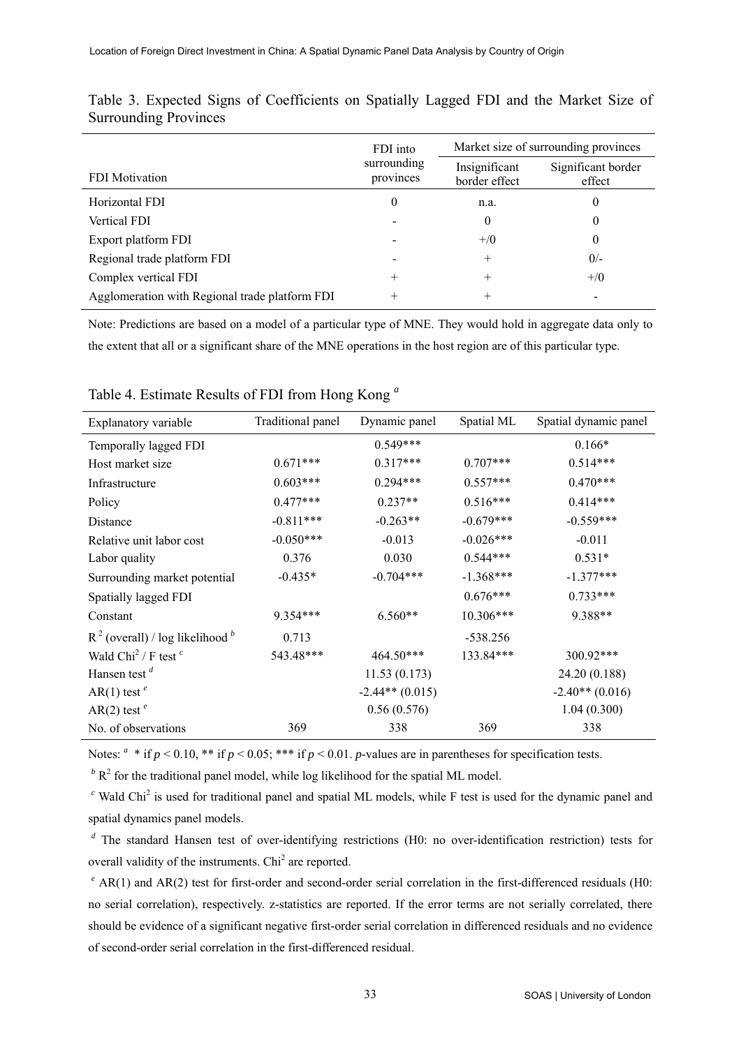Table 3. Expected Signs of Coefficients on Spatially Lagged FDI and the Market Size of Surrounding Provinces

| FDI Motivation | FDI into surrounding provinces | Market size of surrounding provinces | |
|---|---|---|---|
| | | Insignificant border effect | Significant border effect |
| Horizontal FDI | 0 | n.a. | 0 |
| Vertical FDI | - | 0 | 0 |
| Export platform FDI | - | +/0 | 0 |
| Regional trade platform FDI | - | + | 0/- |
| Complex vertical FDI | + | + | +/0 |
| Agglomeration with Regional trade platform FDI | + | + | - |

Note: Predictions are based on a model of a particular type of MNE. They would hold in aggregate data only to the extent that all or a significant share of the MNE operations in the host region are of this particular type.

Table 4. Estimate Results of FDI from Hong Kong [a]

| Explanatory variable | Traditional panel | Dynamic panel | Spatial ML | Spatial dynamic panel |
|---|---|---|---|---|
| Temporally lagged FDI | | 0.549*** | | 0.166* |
| Host market size | 0.671*** | 0.317*** | 0.707*** | 0.514*** |
| Infrastructure | 0.603*** | 0.294*** | 0.557*** | 0.470*** |
| Policy | 0.477*** | 0.237** | 0.516*** | 0.414*** |
| Distance | -0.811*** | -0.263** | -0.679*** | -0.559*** |
| Relative unit labor cost | -0.050*** | -0.013 | -0.026*** | -0.011 |
| Labor quality | 0.376 | 0.030 | 0.544*** | 0.531* |
| Surrounding market potential | -0.435* | -0.704*** | -1.368*** | -1.377*** |
| Spatially lagged FDI | | | 0.676*** | 0.733*** |
| Constant | 9.354*** | 6.560** | 10.306*** | 9.388** |
| $R^2$ (overall) / log likelihood [b] | 0.713 | | -538.256 | |
| Wald $Chi^2$ / F test [c] | 543.48*** | 464.50*** | 133.84*** | 300.92*** |
| Hansen test [d] | | 11.53 (0.173) | | 24.20 (0.188) |
| AR(1) test [e] | | -2.44** (0.015) | | -2.40** (0.016) |
| AR(2) test [e] | | 0.56 (0.576) | | 1.04 (0.300) |
| No. of observations | 369 | 338 | 369 | 338 |

Notes: [a] * if $p < 0.10$, ** if $p < 0.05$; *** if $p < 0.01$. *p*-values are in parentheses for specification tests.

[b] $R^2$ for the traditional panel model, while log likelihood for the spatial ML model.

[c] Wald $Chi^2$ is used for traditional panel and spatial ML models, while F test is used for the dynamic panel and spatial dynamics panel models.

[d] The standard Hansen test of over-identifying restrictions (H0: no over-identification restriction) tests for overall validity of the instruments. $Chi^2$ are reported.

[e] AR(1) and AR(2) test for first-order and second-order serial correlation in the first-differenced residuals (H0: no serial correlation), respectively. z-statistics are reported. If the error terms are not serially correlated, there should be evidence of a significant negative first-order serial correlation in differenced residuals and no evidence of second-order serial correlation in the first-differenced residual.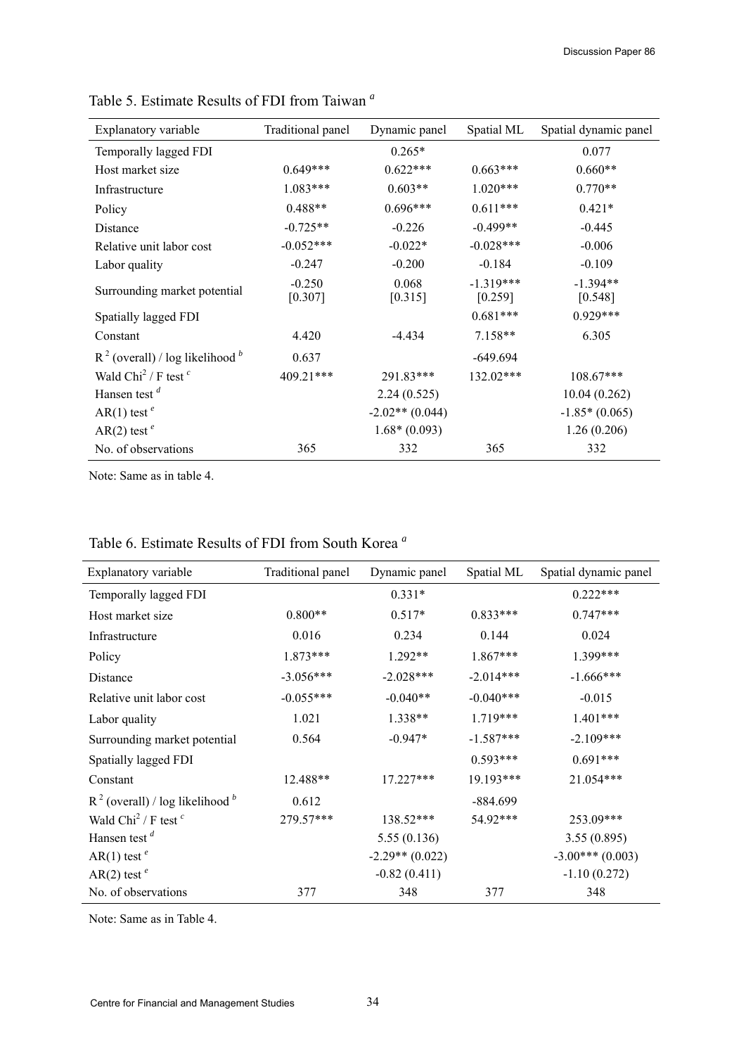Table 5. Estimate Results of FDI from Taiwan [a]

| Explanatory variable | Traditional panel | Dynamic panel | Spatial ML | Spatial dynamic panel |
|---|---|---|---|---|
| Temporally lagged FDI | | 0.265* | | 0.077 |
| Host market size | 0.649*** | 0.622*** | 0.663*** | 0.660** |
| Infrastructure | 1.083*** | 0.603** | 1.020*** | 0.770** |
| Policy | 0.488** | 0.696*** | 0.611*** | 0.421* |
| Distance | -0.725** | -0.226 | -0.499** | -0.445 |
| Relative unit labor cost | -0.052*** | -0.022* | -0.028*** | -0.006 |
| Labor quality | -0.247 | -0.200 | -0.184 | -0.109 |
| Surrounding market potential | -0.250 [0.307] | 0.068 [0.315] | -1.319*** [0.259] | -1.394** [0.548] |
| Spatially lagged FDI | | | 0.681*** | 0.929*** |
| Constant | 4.420 | -4.434 | 7.158** | 6.305 |
| $R^2$ (overall) / log likelihood [b] | 0.637 | | -649.694 | |
| Wald $Chi^2$ / F test [c] | 409.21*** | 291.83*** | 132.02*** | 108.67*** |
| Hansen test [d] | | 2.24 (0.525) | | 10.04 (0.262) |
| AR(1) test [e] | | -2.02** (0.044) | | -1.85* (0.065) |
| AR(2) test [e] | | 1.68* (0.093) | | 1.26 (0.206) |
| No. of observations | 365 | 332 | 365 | 332 |

Note: Same as in table 4.

Table 6. Estimate Results of FDI from South Korea [a]

| Explanatory variable | Traditional panel | Dynamic panel | Spatial ML | Spatial dynamic panel |
|---|---|---|---|---|
| Temporally lagged FDI | | 0.331* | | 0.222*** |
| Host market size | 0.800** | 0.517* | 0.833*** | 0.747*** |
| Infrastructure | 0.016 | 0.234 | 0.144 | 0.024 |
| Policy | 1.873*** | 1.292** | 1.867*** | 1.399*** |
| Distance | -3.056*** | -2.028*** | -2.014*** | -1.666*** |
| Relative unit labor cost | -0.055*** | -0.040** | -0.040*** | -0.015 |
| Labor quality | 1.021 | 1.338** | 1.719*** | 1.401*** |
| Surrounding market potential | 0.564 | -0.947* | -1.587*** | -2.109*** |
| Spatially lagged FDI | | | 0.593*** | 0.691*** |
| Constant | 12.488** | 17.227*** | 19.193*** | 21.054*** |
| $R^2$ (overall) / log likelihood [b] | 0.612 | | -884.699 | |
| Wald $Chi^2$ / F test [c] | 279.57*** | 138.52*** | 54.92*** | 253.09*** |
| Hansen test [d] | | 5.55 (0.136) | | 3.55 (0.895) |
| AR(1) test [e] | | -2.29** (0.022) | | -3.00*** (0.003) |
| AR(2) test [e] | | -0.82 (0.411) | | -1.10 (0.272) |
| No. of observations | 377 | 348 | 377 | 348 |

Note: Same as in Table 4.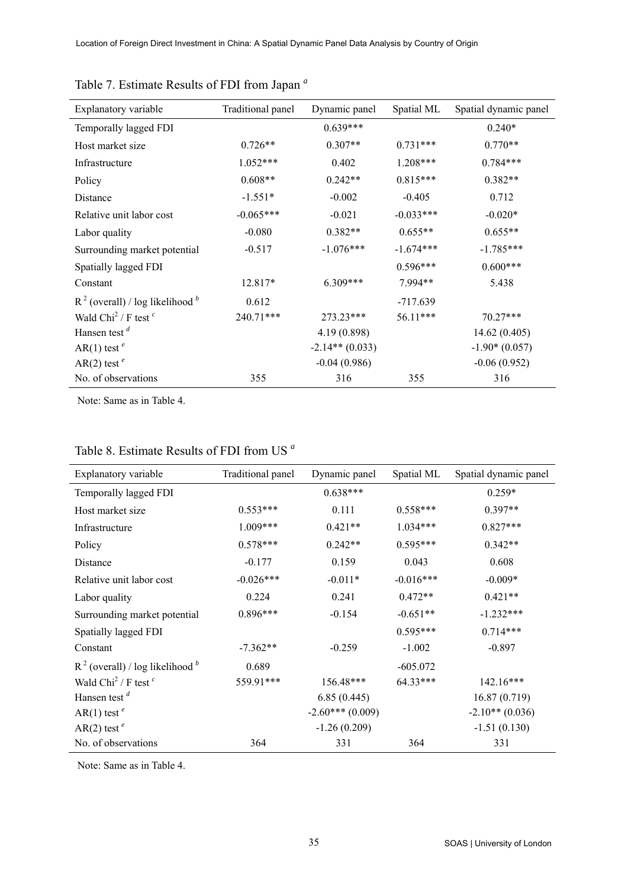Table 7. Estimate Results of FDI from Japan [a]

| Explanatory variable | Traditional panel | Dynamic panel | Spatial ML | Spatial dynamic panel |
|---|---|---|---|---|
| Temporally lagged FDI | | 0.639*** | | 0.240* |
| Host market size | 0.726** | 0.307** | 0.731*** | 0.770** |
| Infrastructure | 1.052*** | 0.402 | 1.208*** | 0.784*** |
| Policy | 0.608** | 0.242** | 0.815*** | 0.382** |
| Distance | -1.551* | -0.002 | -0.405 | 0.712 |
| Relative unit labor cost | -0.065*** | -0.021 | -0.033*** | -0.020* |
| Labor quality | -0.080 | 0.382** | 0.655** | 0.655** |
| Surrounding market potential | -0.517 | -1.076*** | -1.674*** | -1.785*** |
| Spatially lagged FDI | | | 0.596*** | 0.600*** |
| Constant | 12.817* | 6.309*** | 7.994** | 5.438 |
| $R^2$ (overall) / log likelihood [b] | 0.612 | | -717.639 | |
| Wald $Chi^2$ / F test [c] | 240.71*** | 273.23*** | 56.11*** | 70.27*** |
| Hansen test [d] | | 4.19 (0.898) | | 14.62 (0.405) |
| AR(1) test [e] | | -2.14** (0.033) | | -1.90* (0.057) |
| AR(2) test [e] | | -0.04 (0.986) | | -0.06 (0.952) |
| No. of observations | 355 | 316 | 355 | 316 |

Note: Same as in Table 4.

Table 8. Estimate Results of FDI from US [a]

| Explanatory variable | Traditional panel | Dynamic panel | Spatial ML | Spatial dynamic panel |
|---|---|---|---|---|
| Temporally lagged FDI | | 0.638*** | | 0.259* |
| Host market size | 0.553*** | 0.111 | 0.558*** | 0.397** |
| Infrastructure | 1.009*** | 0.421** | 1.034*** | 0.827*** |
| Policy | 0.578*** | 0.242** | 0.595*** | 0.342** |
| Distance | -0.177 | 0.159 | 0.043 | 0.608 |
| Relative unit labor cost | -0.026*** | -0.011* | -0.016*** | -0.009* |
| Labor quality | 0.224 | 0.241 | 0.472** | 0.421** |
| Surrounding market potential | 0.896*** | -0.154 | -0.651** | -1.232*** |
| Spatially lagged FDI | | | 0.595*** | 0.714*** |
| Constant | -7.362** | -0.259 | -1.002 | -0.897 |
| $R^2$ (overall) / log likelihood [b] | 0.689 | | -605.072 | |
| Wald $Chi^2$ / F test [c] | 559.91*** | 156.48*** | 64.33*** | 142.16*** |
| Hansen test [d] | | 6.85 (0.445) | | 16.87 (0.719) |
| AR(1) test [e] | | -2.60*** (0.009) | | -2.10** (0.036) |
| AR(2) test [e] | | -1.26 (0.209) | | -1.51 (0.130) |
| No. of observations | 364 | 331 | 364 | 331 |

Note: Same as in Table 4.